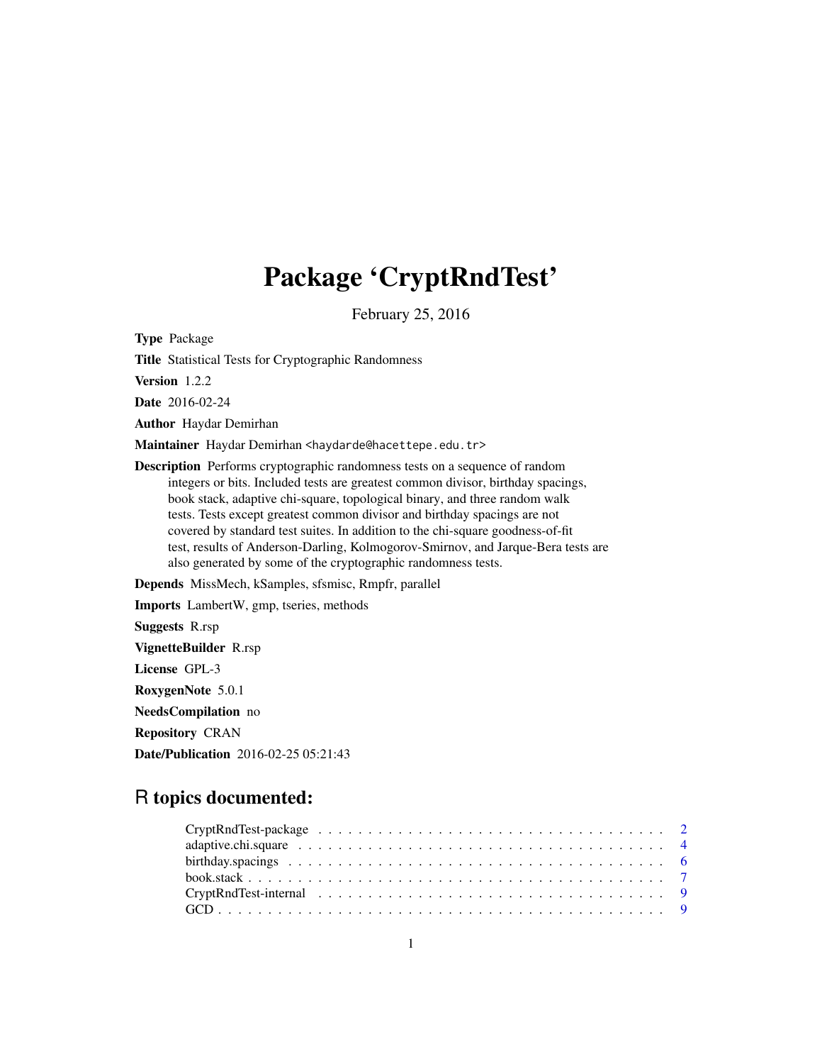# Package 'CryptRndTest'

February 25, 2016

**Type** Package

**Title** Statistical Tests for Cryptographic Randomness

**Version** 1.2.2

**Date** 2016-02-24

**Author** Haydar Demirhan

**Maintainer** Haydar Demirhan <haydarde@hacettepe.edu.tr>

**Description** Performs cryptographic randomness tests on a sequence of random integers or bits. Included tests are greatest common divisor, birthday spacings, book stack, adaptive chi-square, topological binary, and three random walk tests. Tests except greatest common divisor and birthday spacings are not covered by standard test suites. In addition to the chi-square goodness-of-fit test, results of Anderson-Darling, Kolmogorov-Smirnov, and Jarque-Bera tests are also generated by some of the cryptographic randomness tests.

**Depends** MissMech, kSamples, sfsmisc, Rmpfr, parallel

**Imports** LambertW, gmp, tseries, methods

**Suggests** R.rsp

**VignetteBuilder** R.rsp

**License** GPL-3

**RoxygenNote** 5.0.1

**NeedsCompilation** no

**Repository** CRAN

**Date/Publication** 2016-02-25 05:21:43

## R topics documented:

- CryptRndTest-package . . . . . . . . . . . . . . . . . . . . . . . . . . . . . . . . . . . 2
- adaptive.chi.square . . . . . . . . . . . . . . . . . . . . . . . . . . . . . . . . . . . . . 4
- birthday.spacings . . . . . . . . . . . . . . . . . . . . . . . . . . . . . . . . . . . . . . 6
- book.stack . . . . . . . . . . . . . . . . . . . . . . . . . . . . . . . . . . . . . . . . . 7
- CryptRndTest-internal . . . . . . . . . . . . . . . . . . . . . . . . . . . . . . . . . . . 9
- GCD . . . . . . . . . . . . . . . . . . . . . . . . . . . . . . . . . . . . . . . . . . . . 9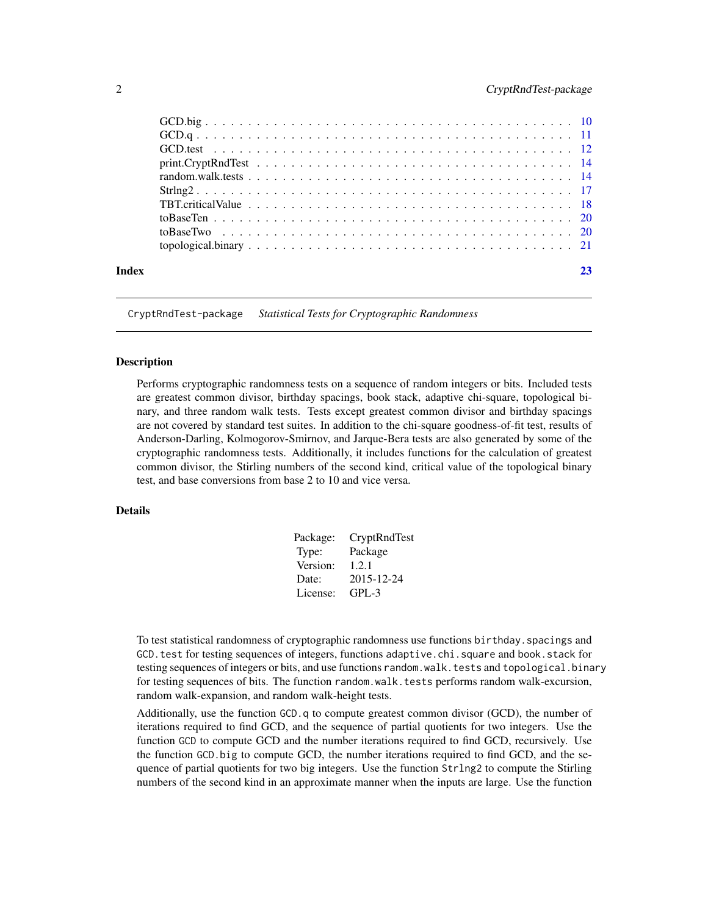| | |
|---|---|
| GCD.big | 10 |
| GCD.q | 11 |
| GCD.test | 12 |
| print.CryptRndTest | 14 |
| random.walk.tests | 14 |
| Strlng2 | 17 |
| TBT.criticalValue | 18 |
| toBaseTen | 20 |
| toBaseTwo | 20 |
| topological.binary | 21 |

**Index** **23**

---

`CryptRndTest-package` *Statistical Tests for Cryptographic Randomness*

---

## Description

Performs cryptographic randomness tests on a sequence of random integers or bits. Included tests are greatest common divisor, birthday spacings, book stack, adaptive chi-square, topological binary, and three random walk tests. Tests except greatest common divisor and birthday spacings are not covered by standard test suites. In addition to the chi-square goodness-of-fit test, results of Anderson-Darling, Kolmogorov-Smirnov, and Jarque-Bera tests are also generated by some of the cryptographic randomness tests. Additionally, it includes functions for the calculation of greatest common divisor, the Stirling numbers of the second kind, critical value of the topological binary test, and base conversions from base 2 to 10 and vice versa.

## Details

| | |
|---|---|
| Package: | CryptRndTest |
| Type: | Package |
| Version: | 1.2.1 |
| Date: | 2015-12-24 |
| License: | GPL-3 |

To test statistical randomness of cryptographic randomness use functions `birthday.spacings` and `GCD.test` for testing sequences of integers, functions `adaptive.chi.square` and `book.stack` for testing sequences of integers or bits, and use functions `random.walk.tests` and `topological.binary` for testing sequences of bits. The function `random.walk.tests` performs random walk-excursion, random walk-expansion, and random walk-height tests.

Additionally, use the function `GCD.q` to compute greatest common divisor (GCD), the number of iterations required to find GCD, and the sequence of partial quotients for two integers. Use the function `GCD` to compute GCD and the number iterations required to find GCD, recursively. Use the function `GCD.big` to compute GCD, the number iterations required to find GCD, and the sequence of partial quotients for two big integers. Use the function `Strlng2` to compute the Stirling numbers of the second kind in an approximate manner when the inputs are large. Use the function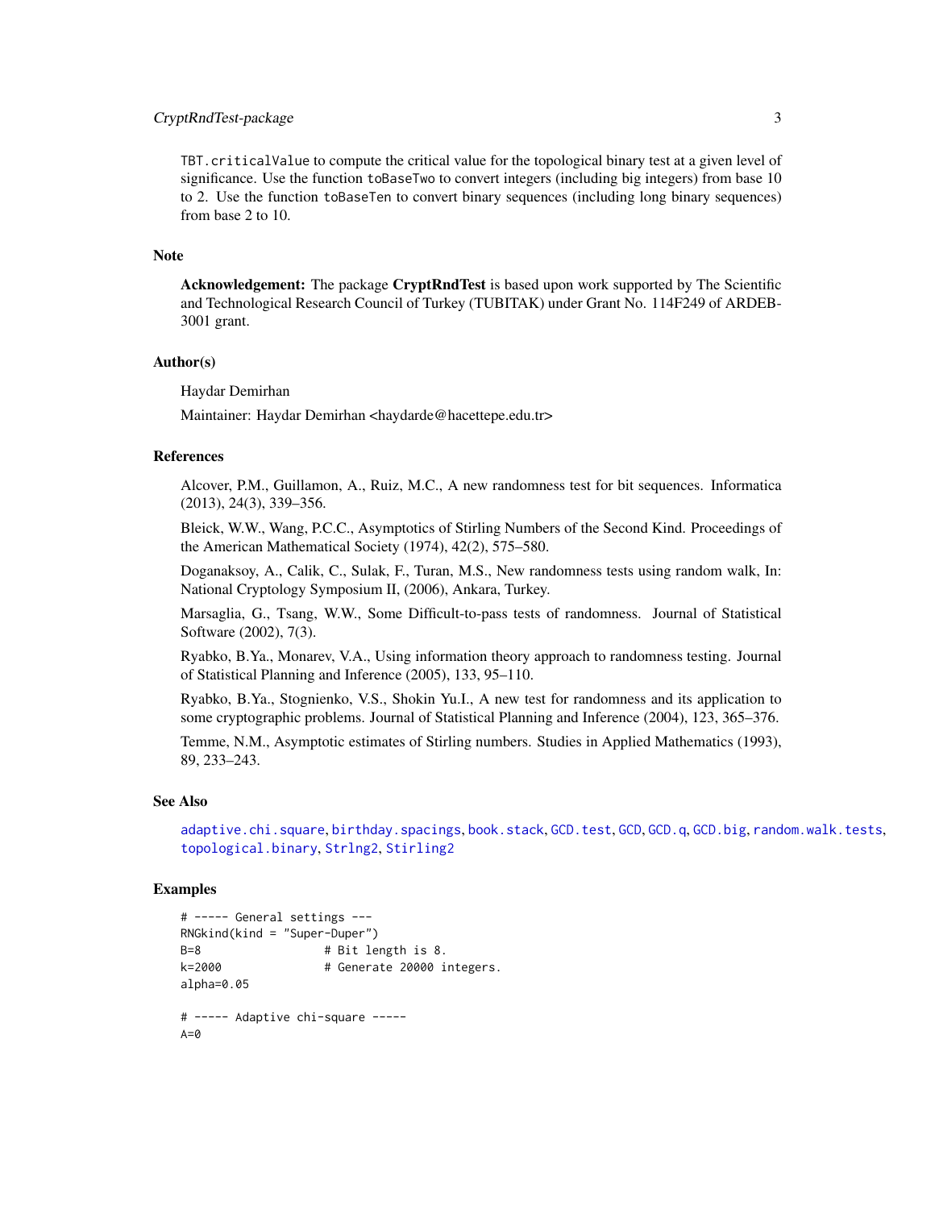`TBT.criticalValue` to compute the critical value for the topological binary test at a given level of significance. Use the function `toBaseTwo` to convert integers (including big integers) from base 10 to 2. Use the function `toBaseTen` to convert binary sequences (including long binary sequences) from base 2 to 10.

## Note

**Acknowledgement:** The package **CryptRndTest** is based upon work supported by The Scientific and Technological Research Council of Turkey (TUBITAK) under Grant No. 114F249 of ARDEB-3001 grant.

## Author(s)

Haydar Demirhan

Maintainer: Haydar Demirhan <haydarde@hacettepe.edu.tr>

## References

Alcover, P.M., Guillamon, A., Ruiz, M.C., A new randomness test for bit sequences. Informatica (2013), 24(3), 339–356.

Bleick, W.W., Wang, P.C.C., Asymptotics of Stirling Numbers of the Second Kind. Proceedings of the American Mathematical Society (1974), 42(2), 575–580.

Doganaksoy, A., Calik, C., Sulak, F., Turan, M.S., New randomness tests using random walk, In: National Cryptology Symposium II, (2006), Ankara, Turkey.

Marsaglia, G., Tsang, W.W., Some Difficult-to-pass tests of randomness. Journal of Statistical Software (2002), 7(3).

Ryabko, B.Ya., Monarev, V.A., Using information theory approach to randomness testing. Journal of Statistical Planning and Inference (2005), 133, 95–110.

Ryabko, B.Ya., Stognienko, V.S., Shokin Yu.I., A new test for randomness and its application to some cryptographic problems. Journal of Statistical Planning and Inference (2004), 123, 365–376.

Temme, N.M., Asymptotic estimates of Stirling numbers. Studies in Applied Mathematics (1993), 89, 233–243.

## See Also

`adaptive.chi.square`, `birthday.spacings`, `book.stack`, `GCD.test`, `GCD`, `GCD.q`, `GCD.big`, `random.walk.tests`, `topological.binary`, `Strlng2`, `Stirling2`

## Examples

```
# ----- General settings ---
RNGkind(kind = "Super-Duper")
B=8                 # Bit length is 8.
k=2000              # Generate 20000 integers.
alpha=0.05

# ----- Adaptive chi-square -----
A=0
```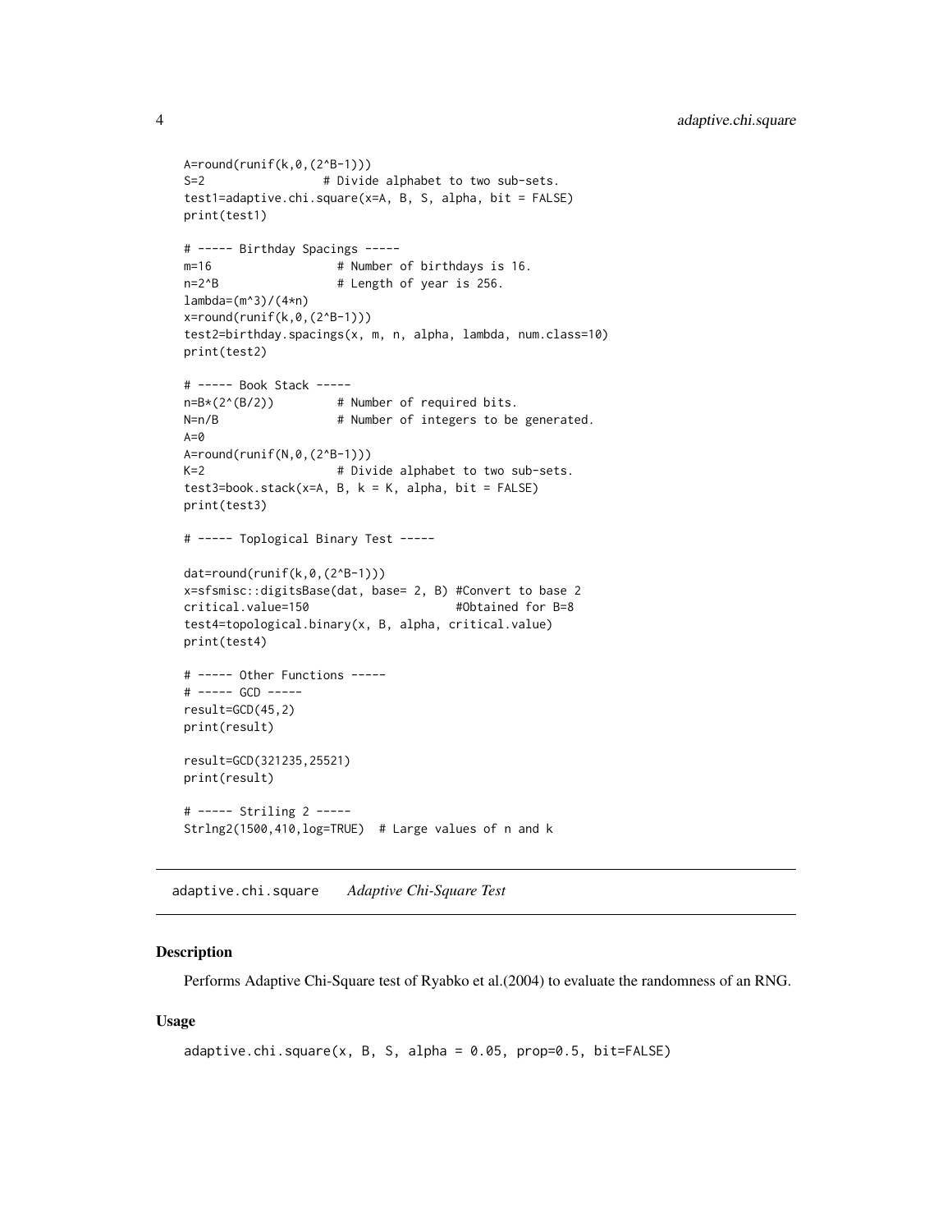```
A=round(runif(k,0,(2^B-1)))
S=2                # Divide alphabet to two sub-sets.
test1=adaptive.chi.square(x=A, B, S, alpha, bit = FALSE)
print(test1)

# ----- Birthday Spacings -----
m=16                # Number of birthdays is 16.
n=2^B               # Length of year is 256.
lambda=(m^3)/(4*n)
x=round(runif(k,0,(2^B-1)))
test2=birthday.spacings(x, m, n, alpha, lambda, num.class=10)
print(test2)

# ----- Book Stack -----
n=B*(2^(B/2))       # Number of required bits.
N=n/B               # Number of integers to be generated.
A=0
A=round(runif(N,0,(2^B-1)))
K=2                 # Divide alphabet to two sub-sets.
test3=book.stack(x=A, B, k = K, alpha, bit = FALSE)
print(test3)

# ----- Toplogical Binary Test -----

dat=round(runif(k,0,(2^B-1)))
x=sfsmisc::digitsBase(dat, base= 2, B) #Convert to base 2
critical.value=150                    #Obtained for B=8
test4=topological.binary(x, B, alpha, critical.value)
print(test4)

# ----- Other Functions -----
# ----- GCD -----
result=GCD(45,2)
print(result)

result=GCD(321235,25521)
print(result)

# ----- Striling 2 -----
Strlng2(1500,410,log=TRUE)  # Large values of n and k
```

---

adaptive.chi.square &nbsp;&nbsp;&nbsp; *Adaptive Chi-Square Test*

---

### Description

Performs Adaptive Chi-Square test of Ryabko et al.(2004) to evaluate the randomness of an RNG.

### Usage

```
adaptive.chi.square(x, B, S, alpha = 0.05, prop=0.5, bit=FALSE)
```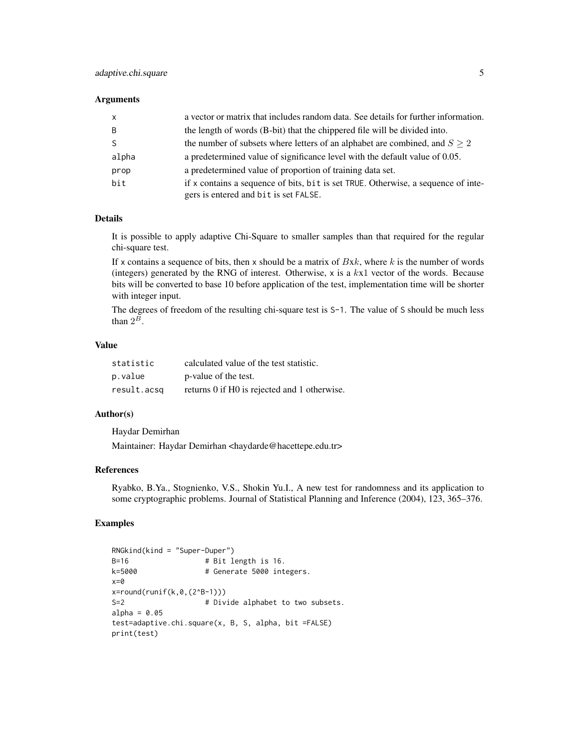### Arguments

| | |
|---|---|
| x | a vector or matrix that includes random data. See details for further information. |
| B | the length of words (B-bit) that the chippered file will be divided into. |
| S | the number of subsets where letters of an alphabet are combined, and $S \geq 2$ |
| alpha | a predetermined value of significance level with the default value of 0.05. |
| prop | a predetermined value of proportion of training data set. |
| bit | if x contains a sequence of bits, bit is set TRUE. Otherwise, a sequence of integers is entered and bit is set FALSE. |

### Details

It is possible to apply adaptive Chi-Square to smaller samples than that required for the regular chi-square test.

If x contains a sequence of bits, then x should be a matrix of $B$x$k$, where $k$ is the number of words (integers) generated by the RNG of interest. Otherwise, x is a $k$x1 vector of the words. Because bits will be converted to base 10 before application of the test, implementation time will be shorter with integer input.

The degrees of freedom of the resulting chi-square test is S-1. The value of S should be much less than $2^B$.

### Value

| | |
|---|---|
| statistic | calculated value of the test statistic. |
| p.value | p-value of the test. |
| result.acsq | returns 0 if H0 is rejected and 1 otherwise. |

### Author(s)

Haydar Demirhan

Maintainer: Haydar Demirhan <haydarde@hacettepe.edu.tr>

### References

Ryabko, B.Ya., Stognienko, V.S., Shokin Yu.I., A new test for randomness and its application to some cryptographic problems. Journal of Statistical Planning and Inference (2004), 123, 365–376.

### Examples

```
RNGkind(kind = "Super-Duper")
B=16                # Bit length is 16.
k=5000              # Generate 5000 integers.
x=0
x=round(runif(k,0,(2^B-1)))
S=2                 # Divide alphabet to two subsets.
alpha = 0.05
test=adaptive.chi.square(x, B, S, alpha, bit =FALSE)
print(test)
```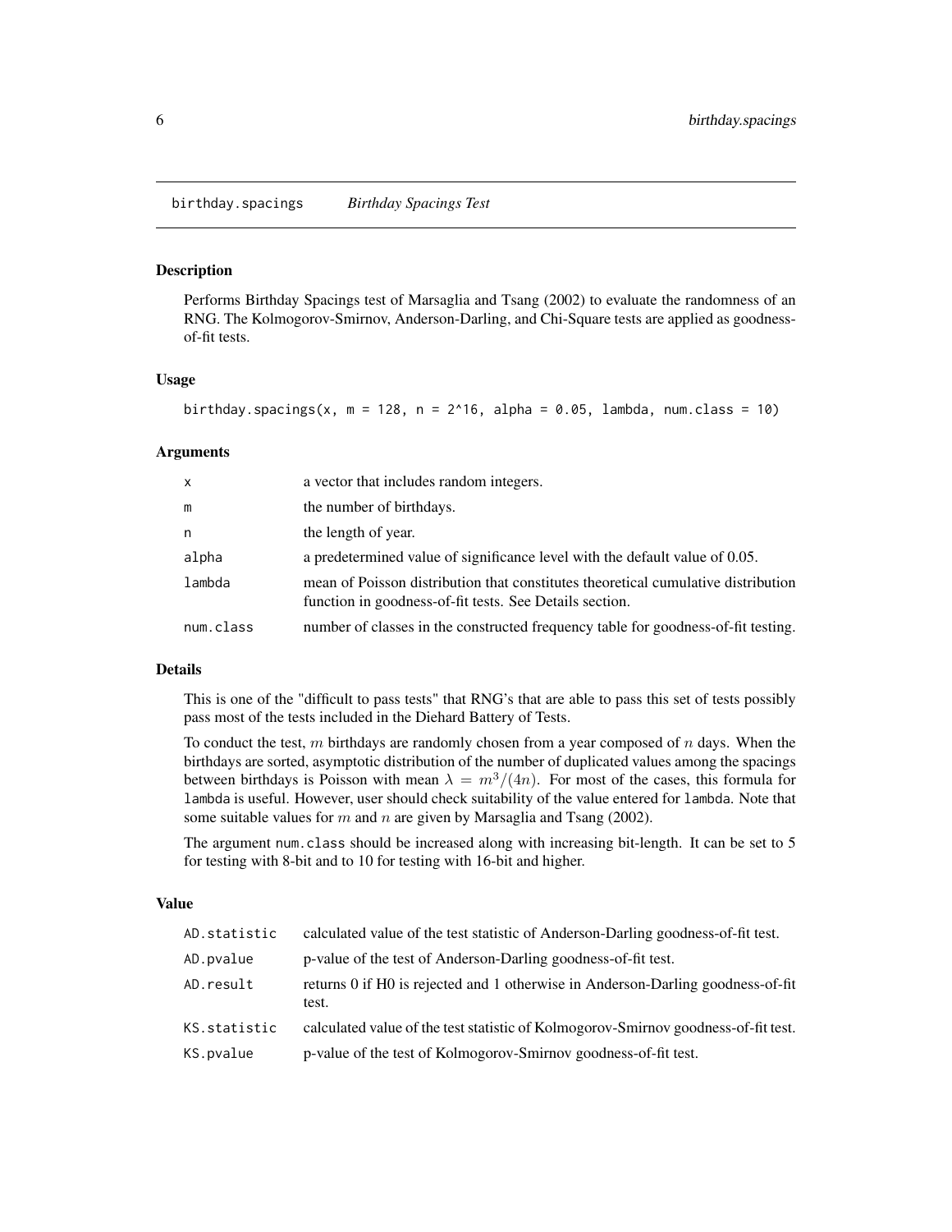## birthday.spacings *Birthday Spacings Test*

### Description

Performs Birthday Spacings test of Marsaglia and Tsang (2002) to evaluate the randomness of an RNG. The Kolmogorov-Smirnov, Anderson-Darling, and Chi-Square tests are applied as goodness-of-fit tests.

### Usage

```
birthday.spacings(x, m = 128, n = 2^16, alpha = 0.05, lambda, num.class = 10)
```

### Arguments

| | |
|---|---|
| x | a vector that includes random integers. |
| m | the number of birthdays. |
| n | the length of year. |
| alpha | a predetermined value of significance level with the default value of 0.05. |
| lambda | mean of Poisson distribution that constitutes theoretical cumulative distribution function in goodness-of-fit tests. See Details section. |
| num.class | number of classes in the constructed frequency table for goodness-of-fit testing. |

### Details

This is one of the "difficult to pass tests" that RNG's that are able to pass this set of tests possibly pass most of the tests included in the Diehard Battery of Tests.

To conduct the test, $m$ birthdays are randomly chosen from a year composed of $n$ days. When the birthdays are sorted, asymptotic distribution of the number of duplicated values among the spacings between birthdays is Poisson with mean $\lambda = m^3/(4n)$. For most of the cases, this formula for `lambda` is useful. However, user should check suitability of the value entered for `lambda`. Note that some suitable values for $m$ and $n$ are given by Marsaglia and Tsang (2002).

The argument `num.class` should be increased along with increasing bit-length. It can be set to 5 for testing with 8-bit and to 10 for testing with 16-bit and higher.

### Value

| | |
|---|---|
| AD.statistic | calculated value of the test statistic of Anderson-Darling goodness-of-fit test. |
| AD.pvalue | p-value of the test of Anderson-Darling goodness-of-fit test. |
| AD.result | returns 0 if H0 is rejected and 1 otherwise in Anderson-Darling goodness-of-fit test. |
| KS.statistic | calculated value of the test statistic of Kolmogorov-Smirnov goodness-of-fit test. |
| KS.pvalue | p-value of the test of Kolmogorov-Smirnov goodness-of-fit test. |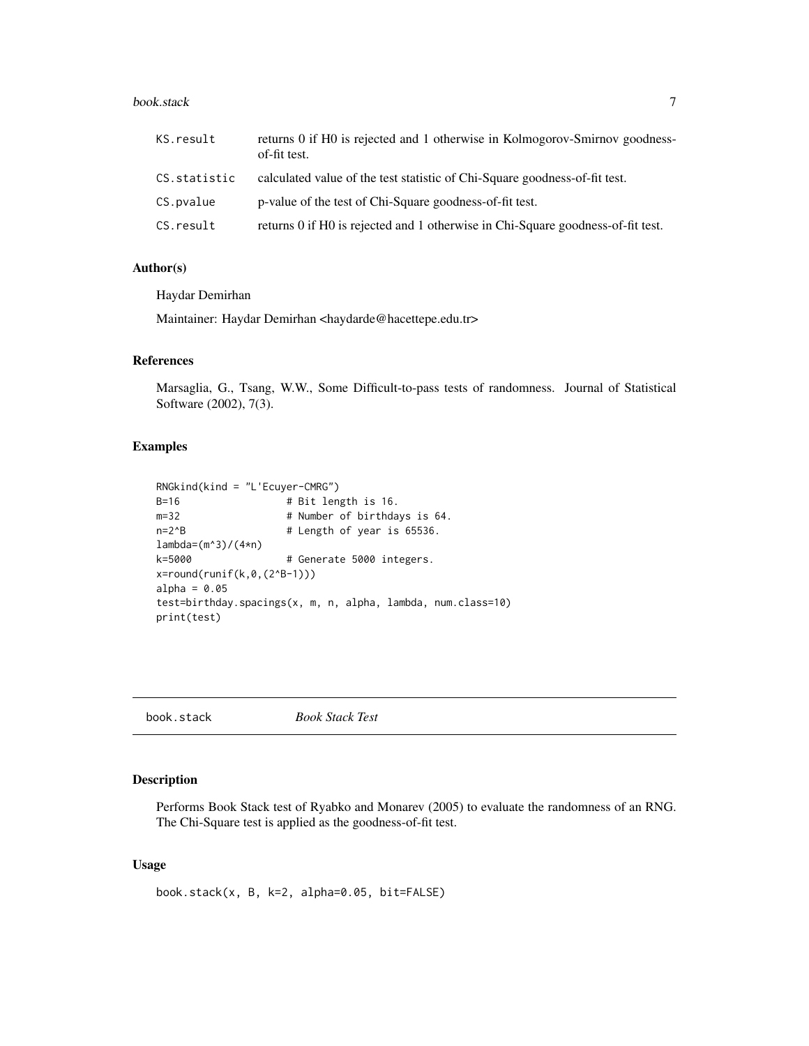| | |
|---|---|
| KS.result | returns 0 if H0 is rejected and 1 otherwise in Kolmogorov-Smirnov goodness-of-fit test. |
| CS.statistic | calculated value of the test statistic of Chi-Square goodness-of-fit test. |
| CS.pvalue | p-value of the test of Chi-Square goodness-of-fit test. |
| CS.result | returns 0 if H0 is rejected and 1 otherwise in Chi-Square goodness-of-fit test. |

### Author(s)

Haydar Demirhan

Maintainer: Haydar Demirhan <haydarde@hacettepe.edu.tr>

### References

Marsaglia, G., Tsang, W.W., Some Difficult-to-pass tests of randomness. Journal of Statistical Software (2002), 7(3).

### Examples

```
RNGkind(kind = "L'Ecuyer-CMRG")
B=16                  # Bit length is 16.
m=32                  # Number of birthdays is 64.
n=2^B                 # Length of year is 65536.
lambda=(m^3)/(4*n)
k=5000                # Generate 5000 integers.
x=round(runif(k,0,(2^B-1)))
alpha = 0.05
test=birthday.spacings(x, m, n, alpha, lambda, num.class=10)
print(test)
```

---

## book.stack *Book Stack Test*

### Description

Performs Book Stack test of Ryabko and Monarev (2005) to evaluate the randomness of an RNG. The Chi-Square test is applied as the goodness-of-fit test.

### Usage

```
book.stack(x, B, k=2, alpha=0.05, bit=FALSE)
```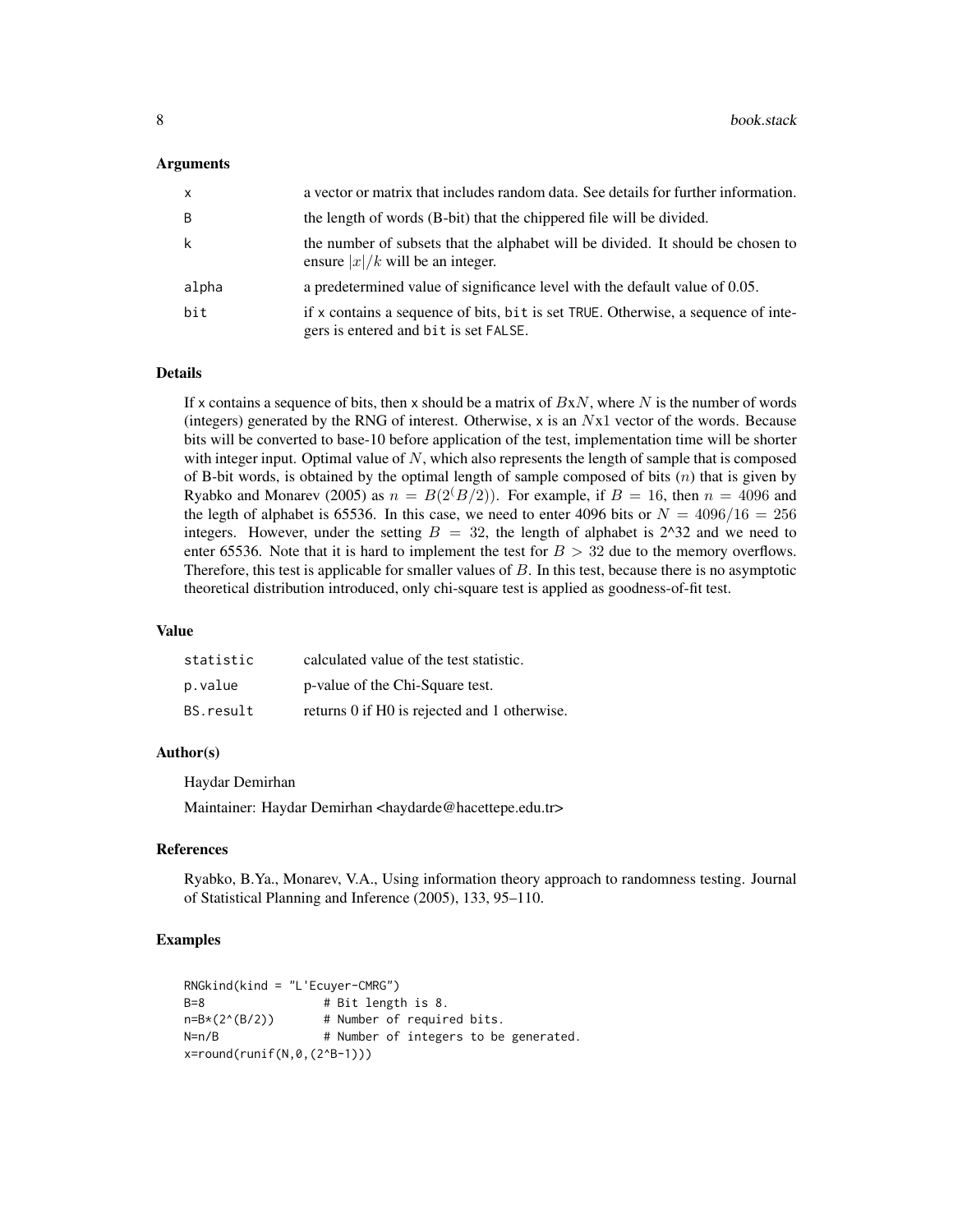### Arguments

| | |
|---|---|
| x | a vector or matrix that includes random data. See details for further information. |
| B | the length of words (B-bit) that the chippered file will be divided. |
| k | the number of subsets that the alphabet will be divided. It should be chosen to ensure $\|x\|/k$ will be an integer. |
| alpha | a predetermined value of significance level with the default value of 0.05. |
| bit | if x contains a sequence of bits, bit is set TRUE. Otherwise, a sequence of integers is entered and bit is set FALSE. |

### Details

If x contains a sequence of bits, then x should be a matrix of $B$x$N$, where $N$ is the number of words (integers) generated by the RNG of interest. Otherwise, x is an $N$x1 vector of the words. Because bits will be converted to base-10 before application of the test, implementation time will be shorter with integer input. Optimal value of $N$, which also represents the length of sample that is composed of B-bit words, is obtained by the optimal length of sample composed of bits ($n$) that is given by Ryabko and Monarev (2005) as $n = B(2^(B/2))$. For example, if $B = 16$, then $n = 4096$ and the legth of alphabet is 65536. In this case, we need to enter 4096 bits or $N = 4096/16 = 256$ integers. However, under the setting $B = 32$, the length of alphabet is 2^32 and we need to enter 65536. Note that it is hard to implement the test for $B > 32$ due to the memory overflows. Therefore, this test is applicable for smaller values of $B$. In this test, because there is no asymptotic theoretical distribution introduced, only chi-square test is applied as goodness-of-fit test.

### Value

| | |
|---|---|
| statistic | calculated value of the test statistic. |
| p.value | p-value of the Chi-Square test. |
| BS.result | returns 0 if H0 is rejected and 1 otherwise. |

### Author(s)

Haydar Demirhan

Maintainer: Haydar Demirhan <haydarde@hacettepe.edu.tr>

### References

Ryabko, B.Ya., Monarev, V.A., Using information theory approach to randomness testing. Journal of Statistical Planning and Inference (2005), 133, 95–110.

### Examples

```
RNGkind(kind = "L'Ecuyer-CMRG")
B=8                # Bit length is 8.
n=B*(2^(B/2))      # Number of required bits.
N=n/B              # Number of integers to be generated.
x=round(runif(N,0,(2^B-1)))
```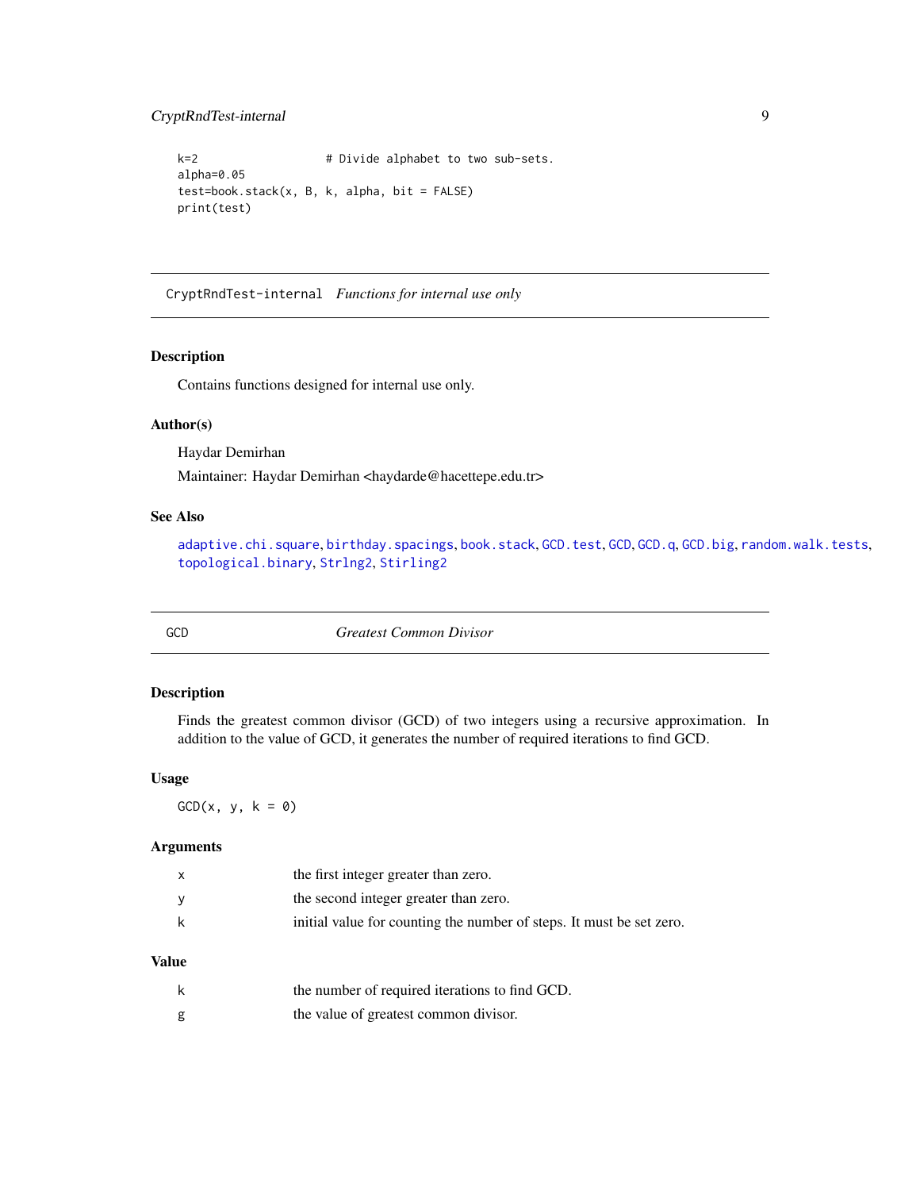```
k=2                  # Divide alphabet to two sub-sets.
alpha=0.05
test=book.stack(x, B, k, alpha, bit = FALSE)
print(test)
```

## CryptRndTest-internal *Functions for internal use only*

### Description

Contains functions designed for internal use only.

### Author(s)

Haydar Demirhan

Maintainer: Haydar Demirhan <haydarde@hacettepe.edu.tr>

### See Also

`adaptive.chi.square`, `birthday.spacings`, `book.stack`, `GCD.test`, `GCD`, `GCD.q`, `GCD.big`, `random.walk.tests`, `topological.binary`, `Strlng2`, `Stirling2`

## GCD *Greatest Common Divisor*

### Description

Finds the greatest common divisor (GCD) of two integers using a recursive approximation. In addition to the value of GCD, it generates the number of required iterations to find GCD.

### Usage

```
GCD(x, y, k = 0)
```

### Arguments

| | |
|---|---|
| x | the first integer greater than zero. |
| y | the second integer greater than zero. |
| k | initial value for counting the number of steps. It must be set zero. |

### Value

| | |
|---|---|
| k | the number of required iterations to find GCD. |
| g | the value of greatest common divisor. |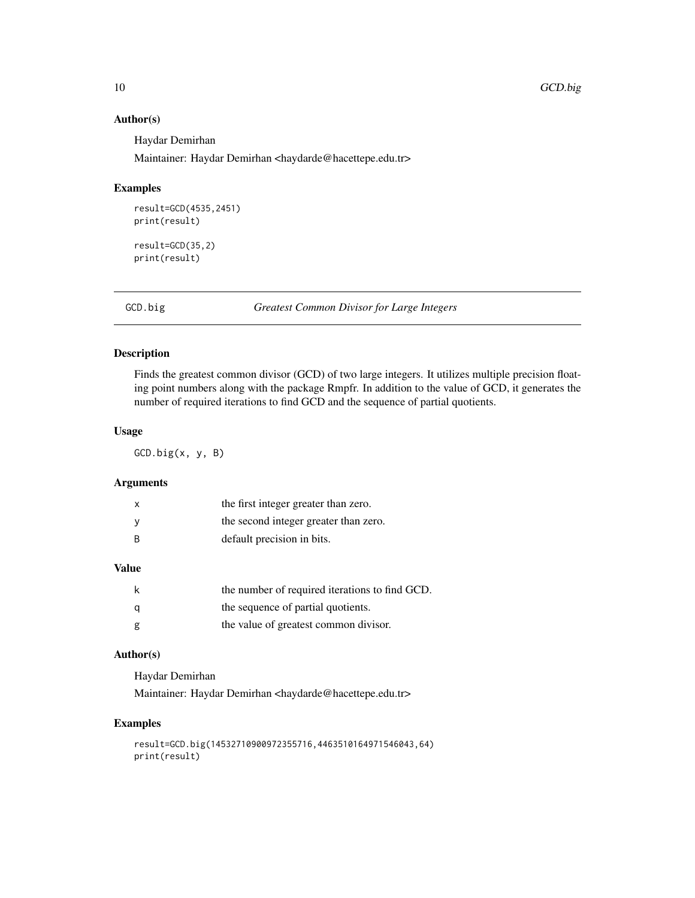### Author(s)

Haydar Demirhan

Maintainer: Haydar Demirhan <haydarde@hacettepe.edu.tr>

### Examples

```
result=GCD(4535,2451)
print(result)

result=GCD(35,2)
print(result)
```

## GCD.big — *Greatest Common Divisor for Large Integers*

### Description

Finds the greatest common divisor (GCD) of two large integers. It utilizes multiple precision floating point numbers along with the package Rmpfr. In addition to the value of GCD, it generates the number of required iterations to find GCD and the sequence of partial quotients.

### Usage

```
GCD.big(x, y, B)
```

### Arguments

| | |
|---|---|
| x | the first integer greater than zero. |
| y | the second integer greater than zero. |
| B | default precision in bits. |

### Value

| | |
|---|---|
| k | the number of required iterations to find GCD. |
| q | the sequence of partial quotients. |
| g | the value of greatest common divisor. |

### Author(s)

Haydar Demirhan

Maintainer: Haydar Demirhan <haydarde@hacettepe.edu.tr>

### Examples

```
result=GCD.big(14532710900972355716,4463510164971546043,64)
print(result)
```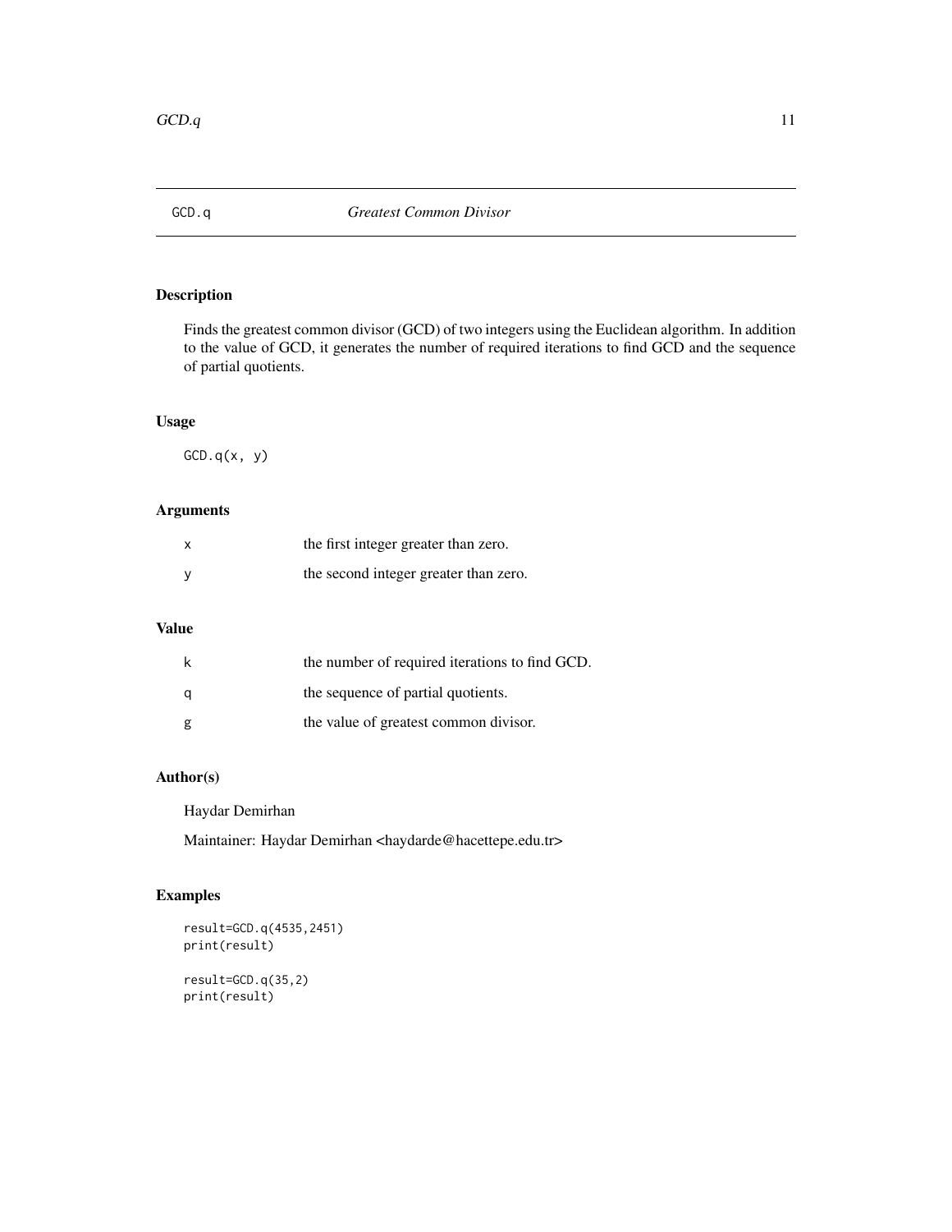## GCD.q — *Greatest Common Divisor*

### Description

Finds the greatest common divisor (GCD) of two integers using the Euclidean algorithm. In addition to the value of GCD, it generates the number of required iterations to find GCD and the sequence of partial quotients.

### Usage

```
GCD.q(x, y)
```

### Arguments

| | |
|---|---|
| x | the first integer greater than zero. |
| y | the second integer greater than zero. |

### Value

| | |
|---|---|
| k | the number of required iterations to find GCD. |
| q | the sequence of partial quotients. |
| g | the value of greatest common divisor. |

### Author(s)

Haydar Demirhan

Maintainer: Haydar Demirhan <haydarde@hacettepe.edu.tr>

### Examples

```
result=GCD.q(4535,2451)
print(result)

result=GCD.q(35,2)
print(result)
```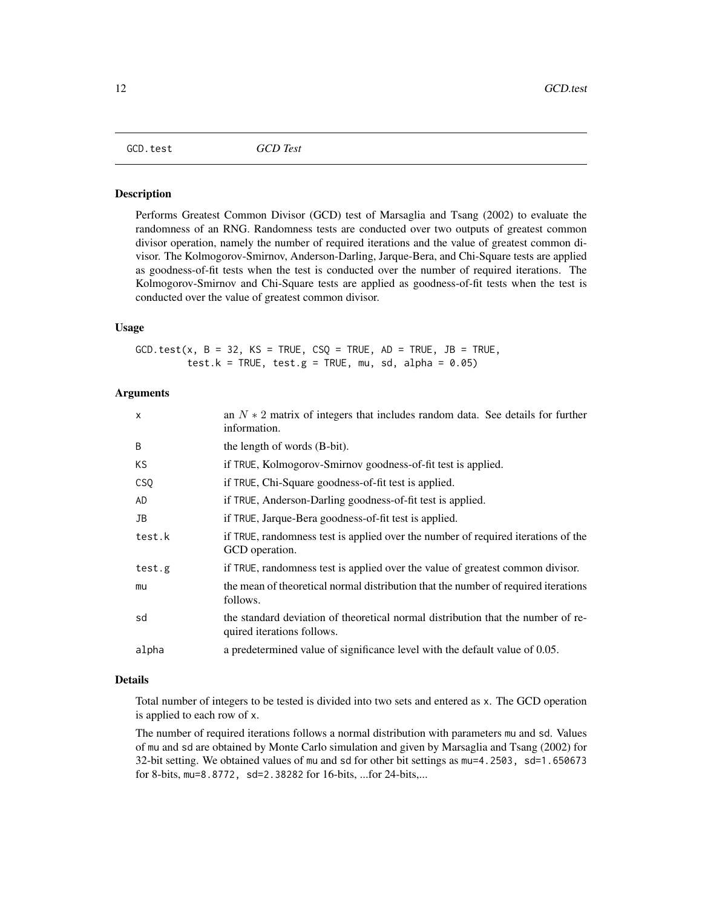GCD.test *GCD Test*

## Description

Performs Greatest Common Divisor (GCD) test of Marsaglia and Tsang (2002) to evaluate the randomness of an RNG. Randomness tests are conducted over two outputs of greatest common divisor operation, namely the number of required iterations and the value of greatest common divisor. The Kolmogorov-Smirnov, Anderson-Darling, Jarque-Bera, and Chi-Square tests are applied as goodness-of-fit tests when the test is conducted over the number of required iterations. The Kolmogorov-Smirnov and Chi-Square tests are applied as goodness-of-fit tests when the test is conducted over the value of greatest common divisor.

## Usage

```
GCD.test(x, B = 32, KS = TRUE, CSQ = TRUE, AD = TRUE, JB = TRUE,
         test.k = TRUE, test.g = TRUE, mu, sd, alpha = 0.05)
```

## Arguments

| | |
|---|---|
| x | an $N * 2$ matrix of integers that includes random data. See details for further information. |
| B | the length of words (B-bit). |
| KS | if TRUE, Kolmogorov-Smirnov goodness-of-fit test is applied. |
| CSQ | if TRUE, Chi-Square goodness-of-fit test is applied. |
| AD | if TRUE, Anderson-Darling goodness-of-fit test is applied. |
| JB | if TRUE, Jarque-Bera goodness-of-fit test is applied. |
| test.k | if TRUE, randomness test is applied over the number of required iterations of the GCD operation. |
| test.g | if TRUE, randomness test is applied over the value of greatest common divisor. |
| mu | the mean of theoretical normal distribution that the number of required iterations follows. |
| sd | the standard deviation of theoretical normal distribution that the number of required iterations follows. |
| alpha | a predetermined value of significance level with the default value of 0.05. |

## Details

Total number of integers to be tested is divided into two sets and entered as x. The GCD operation is applied to each row of x.

The number of required iterations follows a normal distribution with parameters mu and sd. Values of mu and sd are obtained by Monte Carlo simulation and given by Marsaglia and Tsang (2002) for 32-bit setting. We obtained values of mu and sd for other bit settings as mu=4.2503, sd=1.650673 for 8-bits, mu=8.8772, sd=2.38282 for 16-bits, ...for 24-bits,...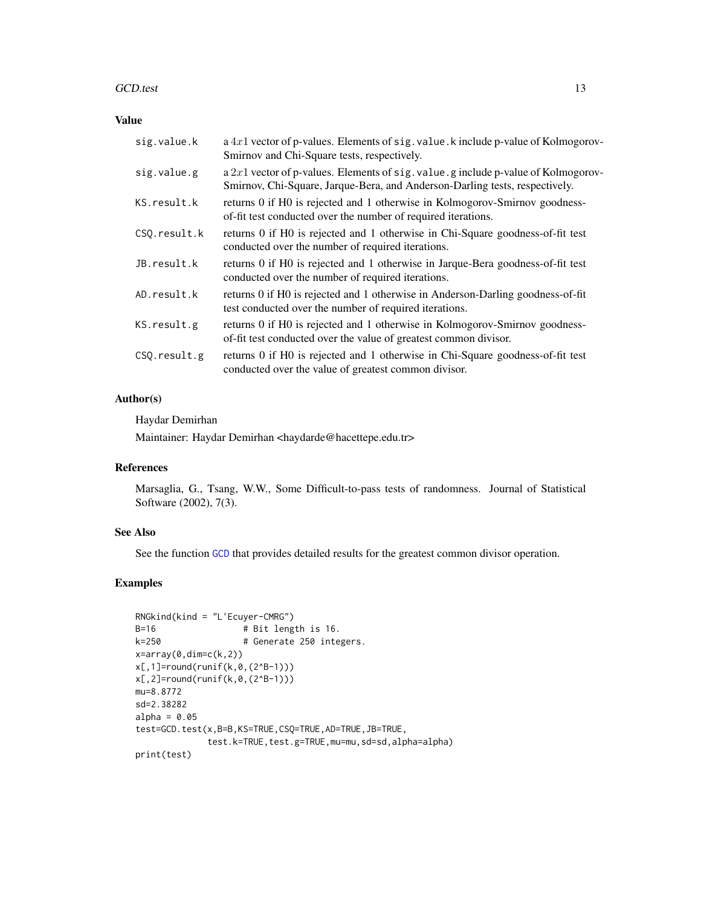## Value

| | |
|---|---|
| sig.value.k | a $4x1$ vector of p-values. Elements of sig.value.k include p-value of Kolmogorov-Smirnov and Chi-Square tests, respectively. |
| sig.value.g | a $2x1$ vector of p-values. Elements of sig.value.g include p-value of Kolmogorov-Smirnov, Chi-Square, Jarque-Bera, and Anderson-Darling tests, respectively. |
| KS.result.k | returns 0 if H0 is rejected and 1 otherwise in Kolmogorov-Smirnov goodness-of-fit test conducted over the number of required iterations. |
| CSQ.result.k | returns 0 if H0 is rejected and 1 otherwise in Chi-Square goodness-of-fit test conducted over the number of required iterations. |
| JB.result.k | returns 0 if H0 is rejected and 1 otherwise in Jarque-Bera goodness-of-fit test conducted over the number of required iterations. |
| AD.result.k | returns 0 if H0 is rejected and 1 otherwise in Anderson-Darling goodness-of-fit test conducted over the number of required iterations. |
| KS.result.g | returns 0 if H0 is rejected and 1 otherwise in Kolmogorov-Smirnov goodness-of-fit test conducted over the value of greatest common divisor. |
| CSQ.result.g | returns 0 if H0 is rejected and 1 otherwise in Chi-Square goodness-of-fit test conducted over the value of greatest common divisor. |

## Author(s)

Haydar Demirhan

Maintainer: Haydar Demirhan <haydarde@hacettepe.edu.tr>

## References

Marsaglia, G., Tsang, W.W., Some Difficult-to-pass tests of randomness. Journal of Statistical Software (2002), 7(3).

## See Also

See the function GCD that provides detailed results for the greatest common divisor operation.

## Examples

```
RNGkind(kind = "L'Ecuyer-CMRG")
B=16                # Bit length is 16.
k=250               # Generate 250 integers.
x=array(0,dim=c(k,2))
x[,1]=round(runif(k,0,(2^B-1)))
x[,2]=round(runif(k,0,(2^B-1)))
mu=8.8772
sd=2.38282
alpha = 0.05
test=GCD.test(x,B=B,KS=TRUE,CSQ=TRUE,AD=TRUE,JB=TRUE,
             test.k=TRUE,test.g=TRUE,mu=mu,sd=sd,alpha=alpha)
print(test)
```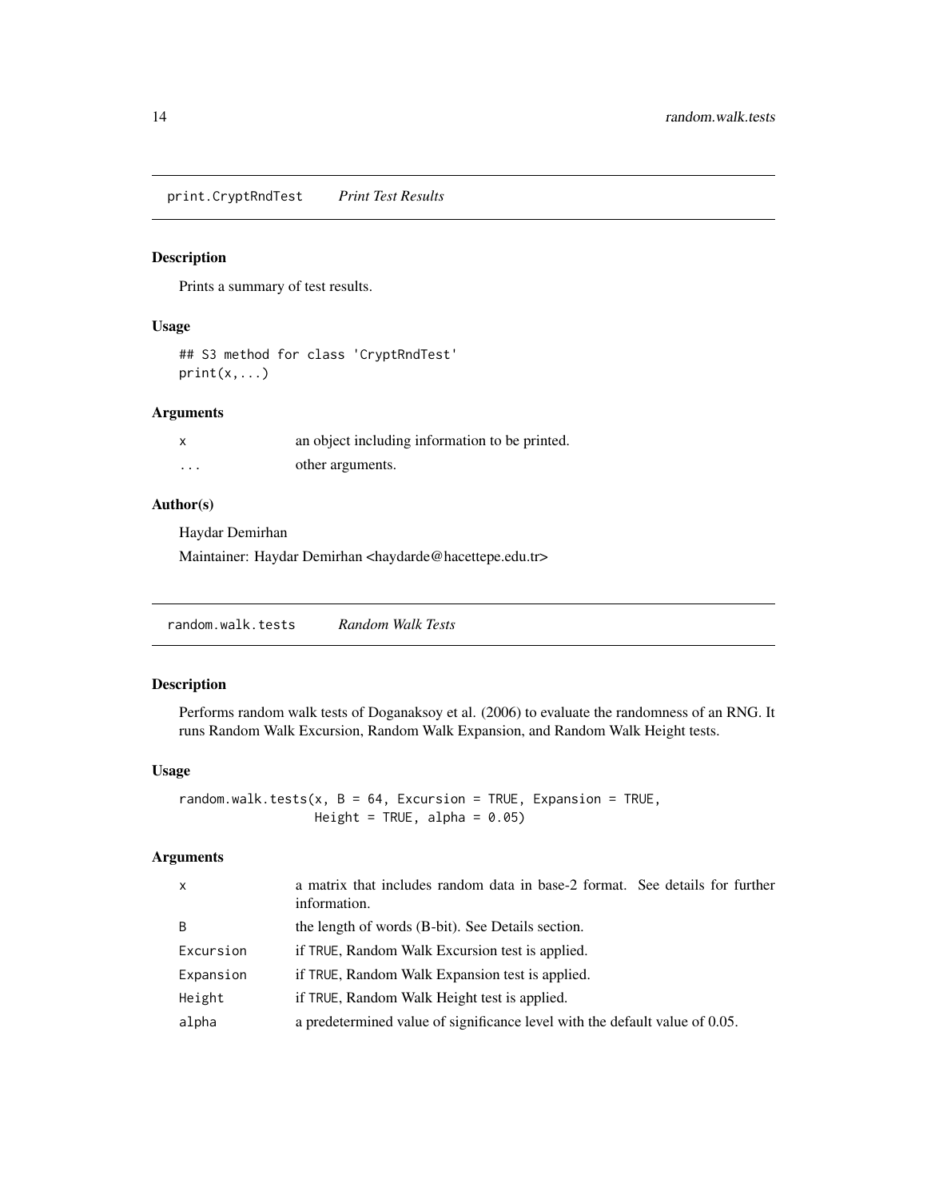## print.CryptRndTest *Print Test Results*

### Description

Prints a summary of test results.

### Usage

```
## S3 method for class 'CryptRndTest'
print(x,...)
```

### Arguments

| | |
|---|---|
| x | an object including information to be printed. |
| ... | other arguments. |

### Author(s)

Haydar Demirhan

Maintainer: Haydar Demirhan <haydarde@hacettepe.edu.tr>

## random.walk.tests *Random Walk Tests*

### Description

Performs random walk tests of Doganaksoy et al. (2006) to evaluate the randomness of an RNG. It runs Random Walk Excursion, Random Walk Expansion, and Random Walk Height tests.

### Usage

```
random.walk.tests(x, B = 64, Excursion = TRUE, Expansion = TRUE,
                  Height = TRUE, alpha = 0.05)
```

### Arguments

| | |
|---|---|
| x | a matrix that includes random data in base-2 format. See details for further information. |
| B | the length of words (B-bit). See Details section. |
| Excursion | if TRUE, Random Walk Excursion test is applied. |
| Expansion | if TRUE, Random Walk Expansion test is applied. |
| Height | if TRUE, Random Walk Height test is applied. |
| alpha | a predetermined value of significance level with the default value of 0.05. |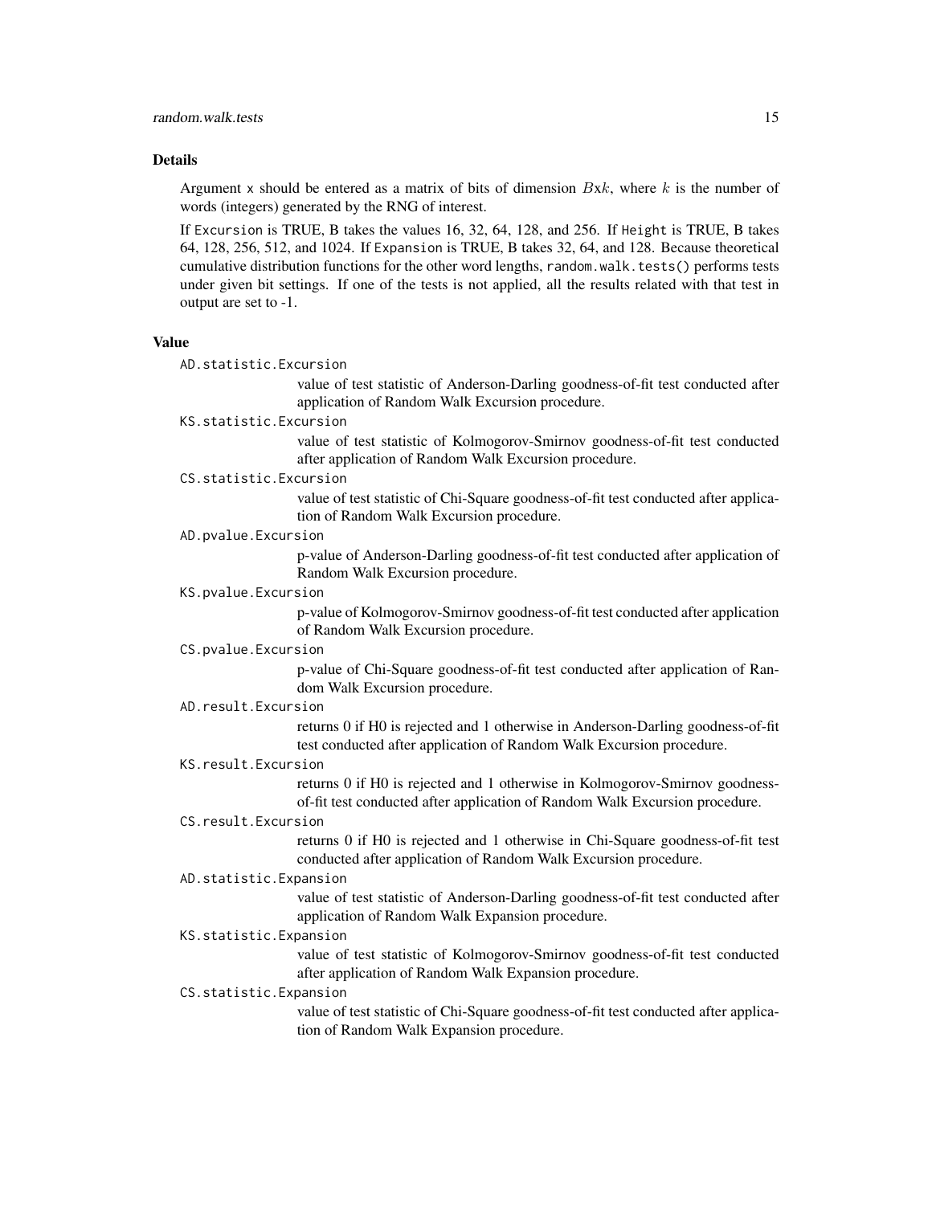## Details

Argument `x` should be entered as a matrix of bits of dimension $B$x$k$, where $k$ is the number of words (integers) generated by the RNG of interest.

If `Excursion` is TRUE, B takes the values 16, 32, 64, 128, and 256. If `Height` is TRUE, B takes 64, 128, 256, 512, and 1024. If `Expansion` is TRUE, B takes 32, 64, and 128. Because theoretical cumulative distribution functions for the other word lengths, `random.walk.tests()` performs tests under given bit settings. If one of the tests is not applied, all the results related with that test in output are set to -1.

## Value

`AD.statistic.Excursion`
: value of test statistic of Anderson-Darling goodness-of-fit test conducted after application of Random Walk Excursion procedure.

`KS.statistic.Excursion`
: value of test statistic of Kolmogorov-Smirnov goodness-of-fit test conducted after application of Random Walk Excursion procedure.

`CS.statistic.Excursion`
: value of test statistic of Chi-Square goodness-of-fit test conducted after application of Random Walk Excursion procedure.

`AD.pvalue.Excursion`
: p-value of Anderson-Darling goodness-of-fit test conducted after application of Random Walk Excursion procedure.

`KS.pvalue.Excursion`
: p-value of Kolmogorov-Smirnov goodness-of-fit test conducted after application of Random Walk Excursion procedure.

`CS.pvalue.Excursion`
: p-value of Chi-Square goodness-of-fit test conducted after application of Random Walk Excursion procedure.

`AD.result.Excursion`
: returns 0 if H0 is rejected and 1 otherwise in Anderson-Darling goodness-of-fit test conducted after application of Random Walk Excursion procedure.

`KS.result.Excursion`
: returns 0 if H0 is rejected and 1 otherwise in Kolmogorov-Smirnov goodness-of-fit test conducted after application of Random Walk Excursion procedure.

`CS.result.Excursion`
: returns 0 if H0 is rejected and 1 otherwise in Chi-Square goodness-of-fit test conducted after application of Random Walk Excursion procedure.

`AD.statistic.Expansion`
: value of test statistic of Anderson-Darling goodness-of-fit test conducted after application of Random Walk Expansion procedure.

`KS.statistic.Expansion`
: value of test statistic of Kolmogorov-Smirnov goodness-of-fit test conducted after application of Random Walk Expansion procedure.

`CS.statistic.Expansion`
: value of test statistic of Chi-Square goodness-of-fit test conducted after application of Random Walk Expansion procedure.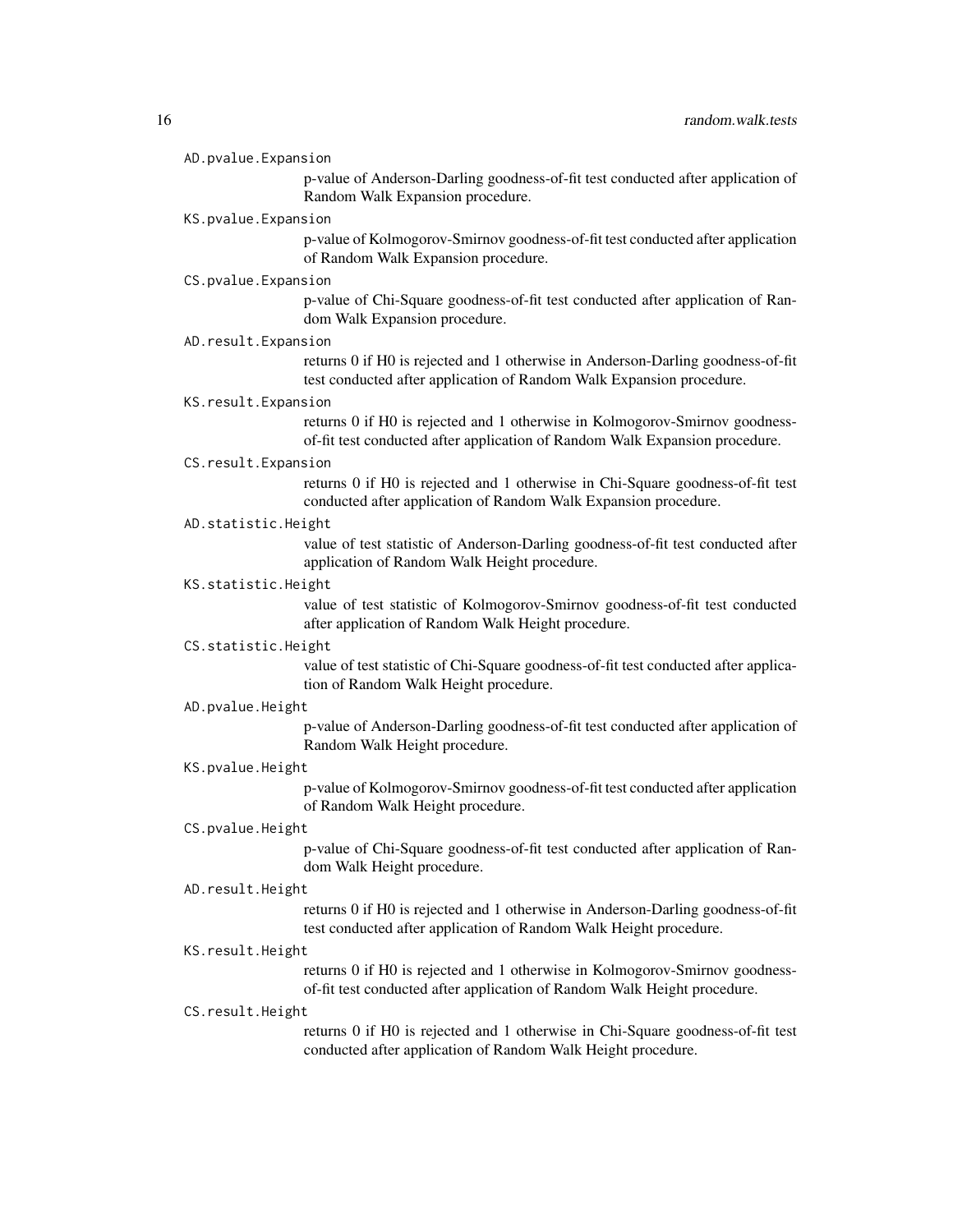`AD.pvalue.Expansion`
: p-value of Anderson-Darling goodness-of-fit test conducted after application of Random Walk Expansion procedure.

`KS.pvalue.Expansion`
: p-value of Kolmogorov-Smirnov goodness-of-fit test conducted after application of Random Walk Expansion procedure.

`CS.pvalue.Expansion`
: p-value of Chi-Square goodness-of-fit test conducted after application of Random Walk Expansion procedure.

`AD.result.Expansion`
: returns 0 if H0 is rejected and 1 otherwise in Anderson-Darling goodness-of-fit test conducted after application of Random Walk Expansion procedure.

`KS.result.Expansion`
: returns 0 if H0 is rejected and 1 otherwise in Kolmogorov-Smirnov goodness-of-fit test conducted after application of Random Walk Expansion procedure.

`CS.result.Expansion`
: returns 0 if H0 is rejected and 1 otherwise in Chi-Square goodness-of-fit test conducted after application of Random Walk Expansion procedure.

`AD.statistic.Height`
: value of test statistic of Anderson-Darling goodness-of-fit test conducted after application of Random Walk Height procedure.

`KS.statistic.Height`
: value of test statistic of Kolmogorov-Smirnov goodness-of-fit test conducted after application of Random Walk Height procedure.

`CS.statistic.Height`
: value of test statistic of Chi-Square goodness-of-fit test conducted after application of Random Walk Height procedure.

`AD.pvalue.Height`
: p-value of Anderson-Darling goodness-of-fit test conducted after application of Random Walk Height procedure.

`KS.pvalue.Height`
: p-value of Kolmogorov-Smirnov goodness-of-fit test conducted after application of Random Walk Height procedure.

`CS.pvalue.Height`
: p-value of Chi-Square goodness-of-fit test conducted after application of Random Walk Height procedure.

`AD.result.Height`
: returns 0 if H0 is rejected and 1 otherwise in Anderson-Darling goodness-of-fit test conducted after application of Random Walk Height procedure.

`KS.result.Height`
: returns 0 if H0 is rejected and 1 otherwise in Kolmogorov-Smirnov goodness-of-fit test conducted after application of Random Walk Height procedure.

`CS.result.Height`
: returns 0 if H0 is rejected and 1 otherwise in Chi-Square goodness-of-fit test conducted after application of Random Walk Height procedure.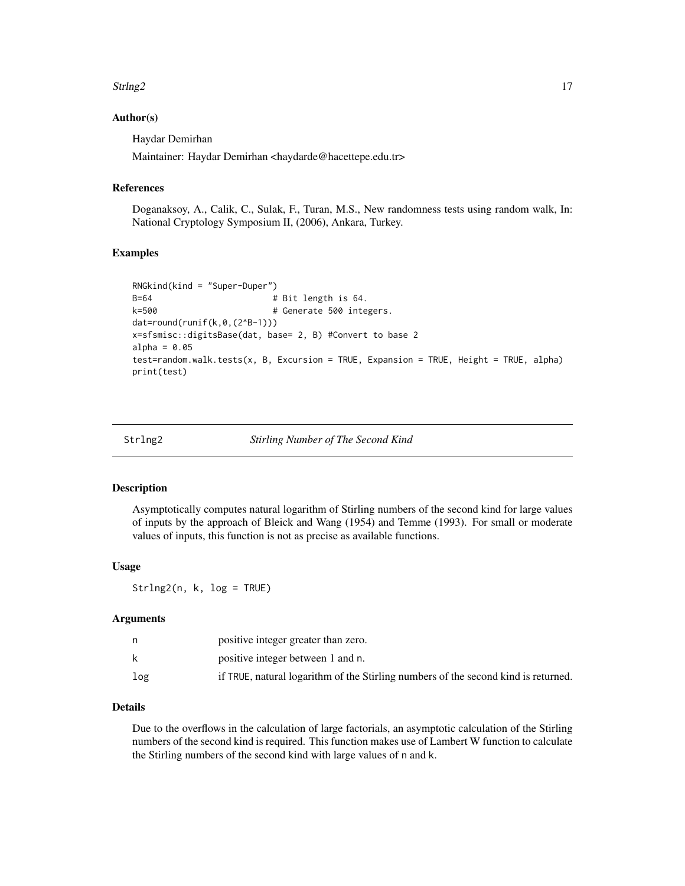### Author(s)

Haydar Demirhan

Maintainer: Haydar Demirhan <haydarde@hacettepe.edu.tr>

### References

Doganaksoy, A., Calik, C., Sulak, F., Turan, M.S., New randomness tests using random walk, In: National Cryptology Symposium II, (2006), Ankara, Turkey.

### Examples

```
RNGkind(kind = "Super-Duper")
B=64                        # Bit length is 64.
k=500                       # Generate 500 integers.
dat=round(runif(k,0,(2^B-1)))
x=sfsmisc::digitsBase(dat, base= 2, B) #Convert to base 2
alpha = 0.05
test=random.walk.tests(x, B, Excursion = TRUE, Expansion = TRUE, Height = TRUE, alpha)
print(test)
```

---

## Strlng2 — *Stirling Number of The Second Kind*

---

### Description

Asymptotically computes natural logarithm of Stirling numbers of the second kind for large values of inputs by the approach of Bleick and Wang (1954) and Temme (1993). For small or moderate values of inputs, this function is not as precise as available functions.

### Usage

```
Strlng2(n, k, log = TRUE)
```

### Arguments

| | |
|---|---|
| n | positive integer greater than zero. |
| k | positive integer between 1 and n. |
| log | if TRUE, natural logarithm of the Stirling numbers of the second kind is returned. |

### Details

Due to the overflows in the calculation of large factorials, an asymptotic calculation of the Stirling numbers of the second kind is required. This function makes use of Lambert W function to calculate the Stirling numbers of the second kind with large values of n and k.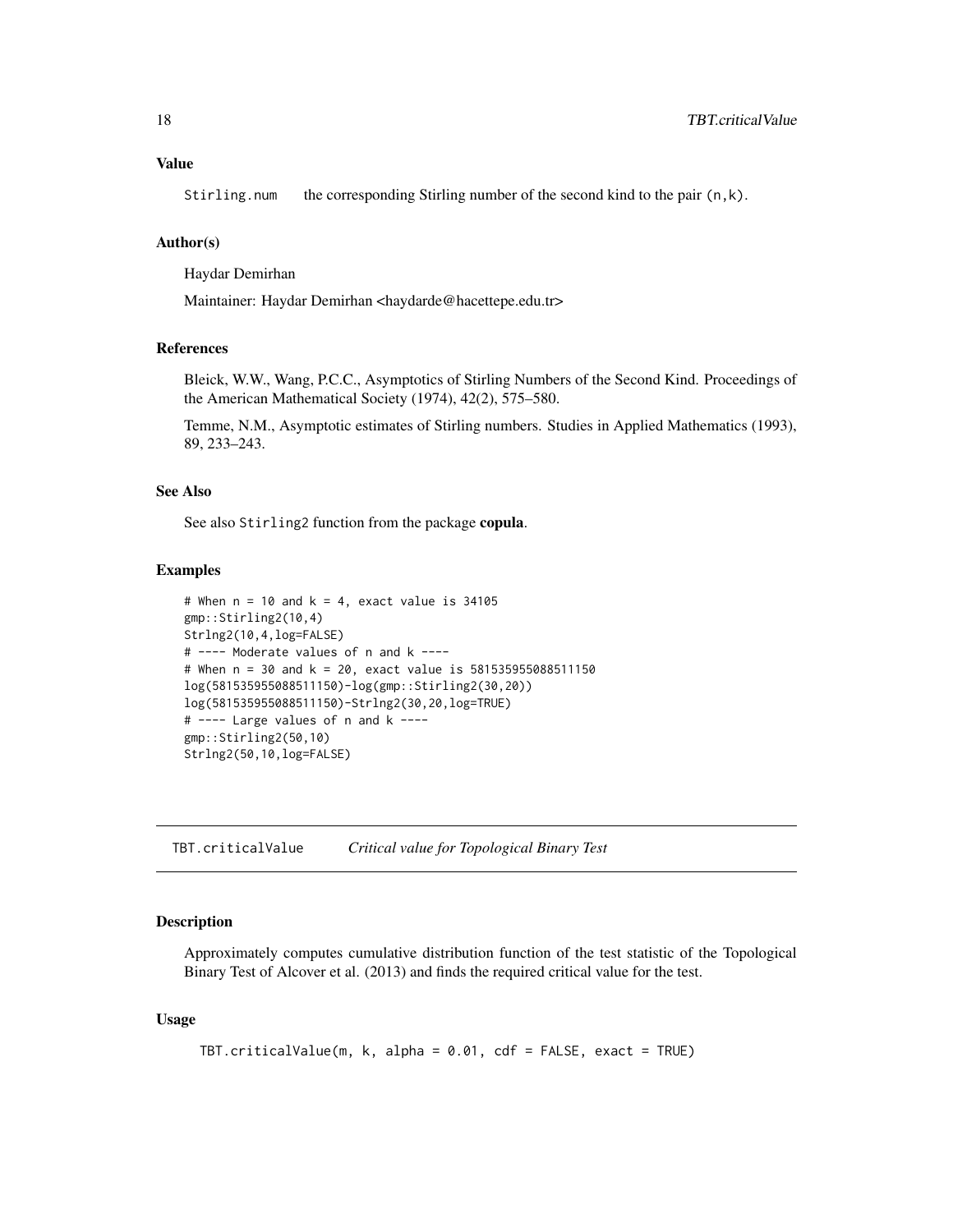### Value

Stirling.num    the corresponding Stirling number of the second kind to the pair (n,k).

### Author(s)

Haydar Demirhan

Maintainer: Haydar Demirhan <haydarde@hacettepe.edu.tr>

### References

Bleick, W.W., Wang, P.C.C., Asymptotics of Stirling Numbers of the Second Kind. Proceedings of the American Mathematical Society (1974), 42(2), 575–580.

Temme, N.M., Asymptotic estimates of Stirling numbers. Studies in Applied Mathematics (1993), 89, 233–243.

### See Also

See also Stirling2 function from the package **copula**.

### Examples

```
# When n = 10 and k = 4, exact value is 34105
gmp::Stirling2(10,4)
Strlng2(10,4,log=FALSE)
# ---- Moderate values of n and k ----
# When n = 30 and k = 20, exact value is 581535955088511150
log(581535955088511150)-log(gmp::Stirling2(30,20))
log(581535955088511150)-Strlng2(30,20,log=TRUE)
# ---- Large values of n and k ----
gmp::Stirling2(50,10)
Strlng2(50,10,log=FALSE)
```

---

## TBT.criticalValue    *Critical value for Topological Binary Test*

---

### Description

Approximately computes cumulative distribution function of the test statistic of the Topological Binary Test of Alcover et al. (2013) and finds the required critical value for the test.

### Usage

```
TBT.criticalValue(m, k, alpha = 0.01, cdf = FALSE, exact = TRUE)
```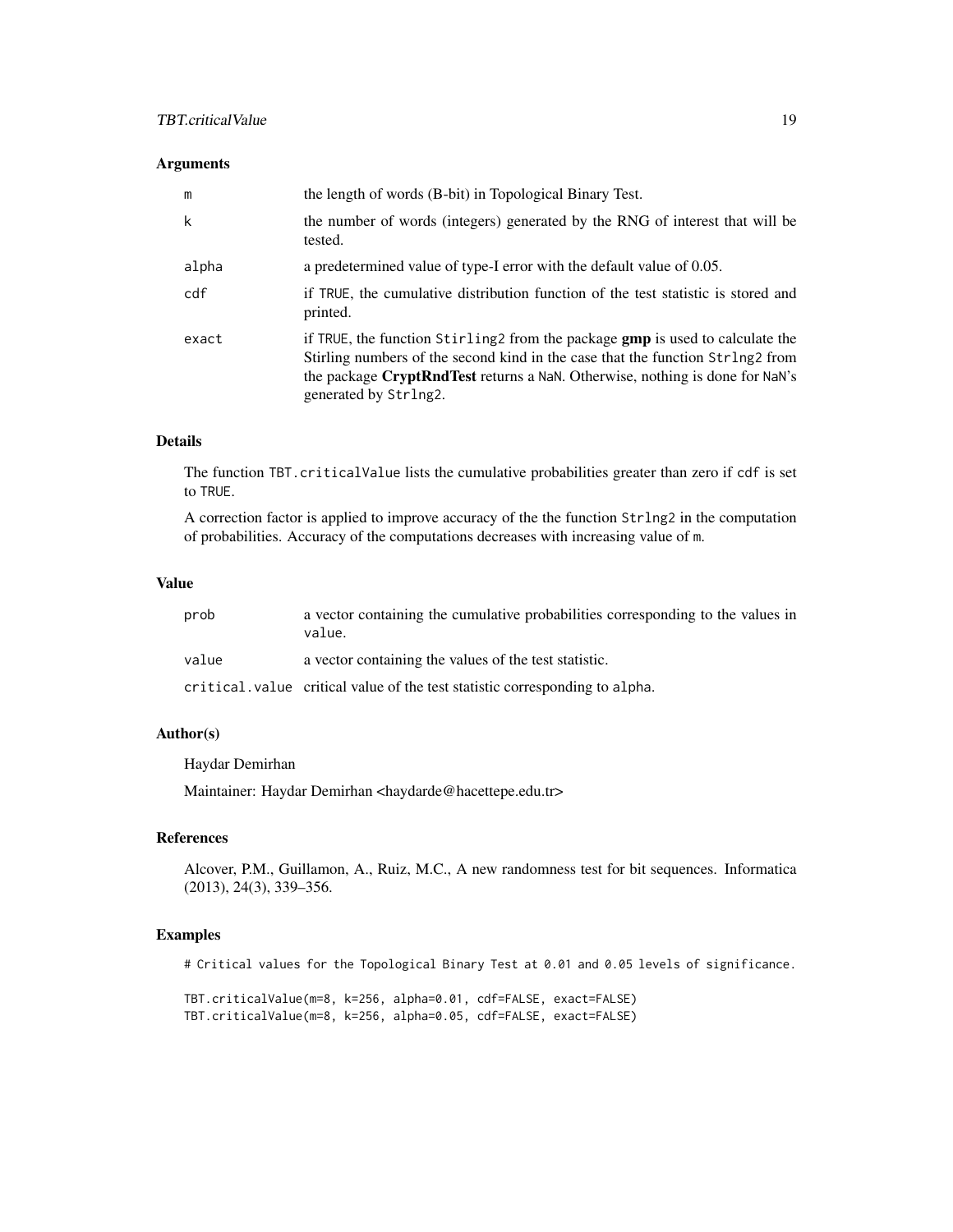### Arguments

| | |
|---|---|
| m | the length of words (B-bit) in Topological Binary Test. |
| k | the number of words (integers) generated by the RNG of interest that will be tested. |
| alpha | a predetermined value of type-I error with the default value of 0.05. |
| cdf | if TRUE, the cumulative distribution function of the test statistic is stored and printed. |
| exact | if TRUE, the function Stirling2 from the package **gmp** is used to calculate the Stirling numbers of the second kind in the case that the function Strlng2 from the package **CryptRndTest** returns a NaN. Otherwise, nothing is done for NaN's generated by Strlng2. |

### Details

The function TBT.criticalValue lists the cumulative probabilities greater than zero if cdf is set to TRUE.

A correction factor is applied to improve accuracy of the the function Strlng2 in the computation of probabilities. Accuracy of the computations decreases with increasing value of m.

### Value

| | |
|---|---|
| prob | a vector containing the cumulative probabilities corresponding to the values in value. |
| value | a vector containing the values of the test statistic. |
| critical.value | critical value of the test statistic corresponding to alpha. |

### Author(s)

Haydar Demirhan

Maintainer: Haydar Demirhan <haydarde@hacettepe.edu.tr>

### References

Alcover, P.M., Guillamon, A., Ruiz, M.C., A new randomness test for bit sequences. Informatica (2013), 24(3), 339–356.

### Examples

```
# Critical values for the Topological Binary Test at 0.01 and 0.05 levels of significance.

TBT.criticalValue(m=8, k=256, alpha=0.01, cdf=FALSE, exact=FALSE)
TBT.criticalValue(m=8, k=256, alpha=0.05, cdf=FALSE, exact=FALSE)
```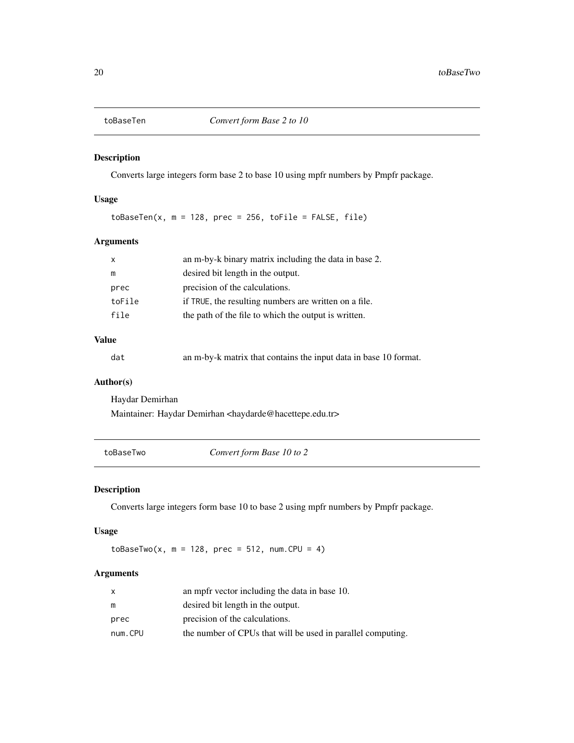## toBaseTen — *Convert form Base 2 to 10*

### Description

Converts large integers form base 2 to base 10 using mpfr numbers by Pmpfr package.

### Usage

```
toBaseTen(x, m = 128, prec = 256, toFile = FALSE, file)
```

### Arguments

| | |
|---|---|
| `x` | an m-by-k binary matrix including the data in base 2. |
| `m` | desired bit length in the output. |
| `prec` | precision of the calculations. |
| `toFile` | if `TRUE`, the resulting numbers are written on a file. |
| `file` | the path of the file to which the output is written. |

### Value

| | |
|---|---|
| `dat` | an m-by-k matrix that contains the input data in base 10 format. |

### Author(s)

Haydar Demirhan

Maintainer: Haydar Demirhan <haydarde@hacettepe.edu.tr>

## toBaseTwo — *Convert form Base 10 to 2*

### Description

Converts large integers form base 10 to base 2 using mpfr numbers by Pmpfr package.

### Usage

```
toBaseTwo(x, m = 128, prec = 512, num.CPU = 4)
```

### Arguments

| | |
|---|---|
| `x` | an mpfr vector including the data in base 10. |
| `m` | desired bit length in the output. |
| `prec` | precision of the calculations. |
| `num.CPU` | the number of CPUs that will be used in parallel computing. |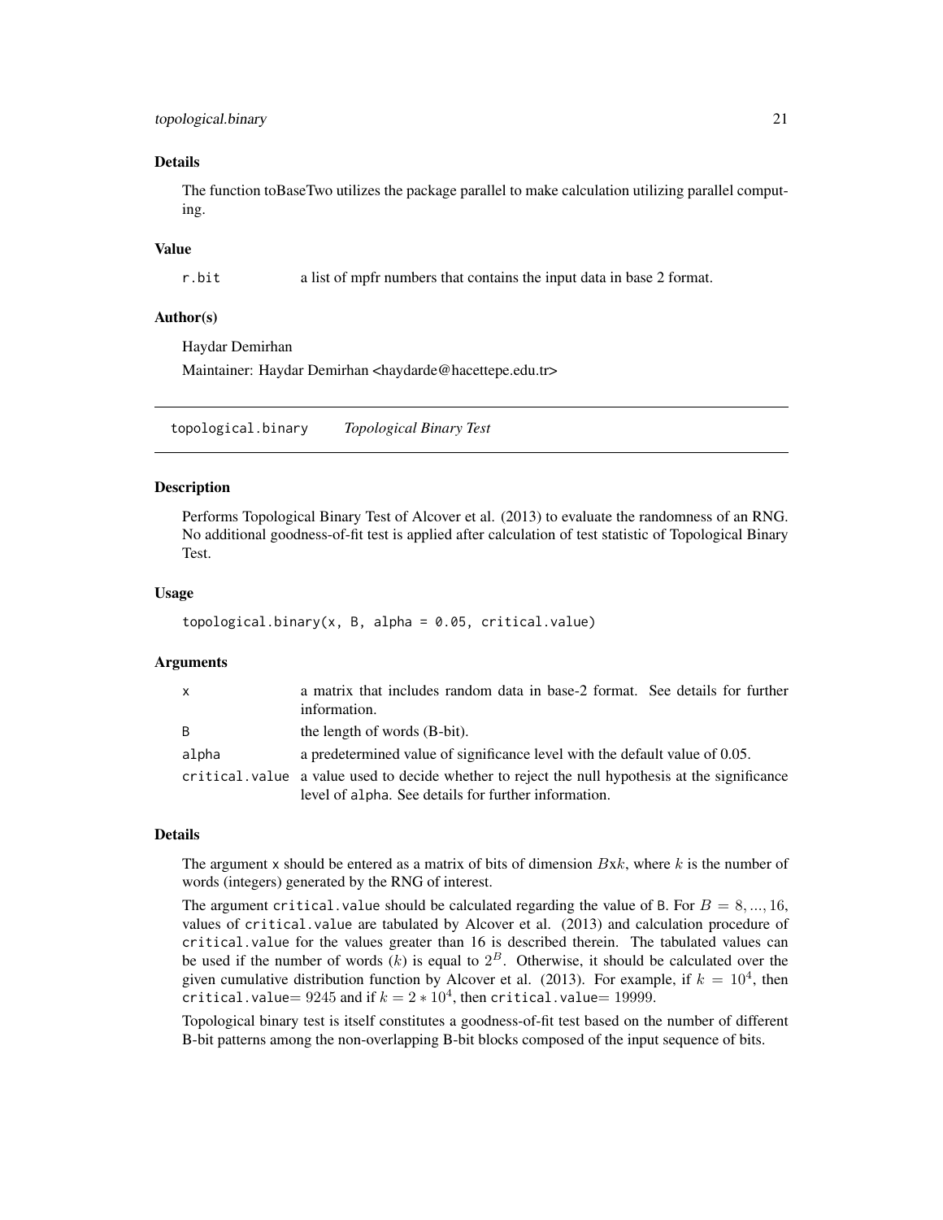## Details

The function toBaseTwo utilizes the package parallel to make calculation utilizing parallel computing.

## Value

| | |
|---|---|
| r.bit | a list of mpfr numbers that contains the input data in base 2 format. |

## Author(s)

Haydar Demirhan

Maintainer: Haydar Demirhan <haydarde@hacettepe.edu.tr>

---

# topological.binary *Topological Binary Test*

## Description

Performs Topological Binary Test of Alcover et al. (2013) to evaluate the randomness of an RNG. No additional goodness-of-fit test is applied after calculation of test statistic of Topological Binary Test.

## Usage

```
topological.binary(x, B, alpha = 0.05, critical.value)
```

## Arguments

| | |
|---|---|
| x | a matrix that includes random data in base-2 format. See details for further information. |
| B | the length of words (B-bit). |
| alpha | a predetermined value of significance level with the default value of 0.05. |
| critical.value | a value used to decide whether to reject the null hypothesis at the significance level of alpha. See details for further information. |

## Details

The argument x should be entered as a matrix of bits of dimension $B$x$k$, where $k$ is the number of words (integers) generated by the RNG of interest.

The argument critical.value should be calculated regarding the value of B. For $B = 8, ..., 16$, values of critical.value are tabulated by Alcover et al. (2013) and calculation procedure of critical.value for the values greater than 16 is described therein. The tabulated values can be used if the number of words ($k$) is equal to $2^B$. Otherwise, it should be calculated over the given cumulative distribution function by Alcover et al. (2013). For example, if $k = 10^4$, then critical.value= $9245$ and if $k = 2 * 10^4$, then critical.value= $19999$.

Topological binary test is itself constitutes a goodness-of-fit test based on the number of different B-bit patterns among the non-overlapping B-bit blocks composed of the input sequence of bits.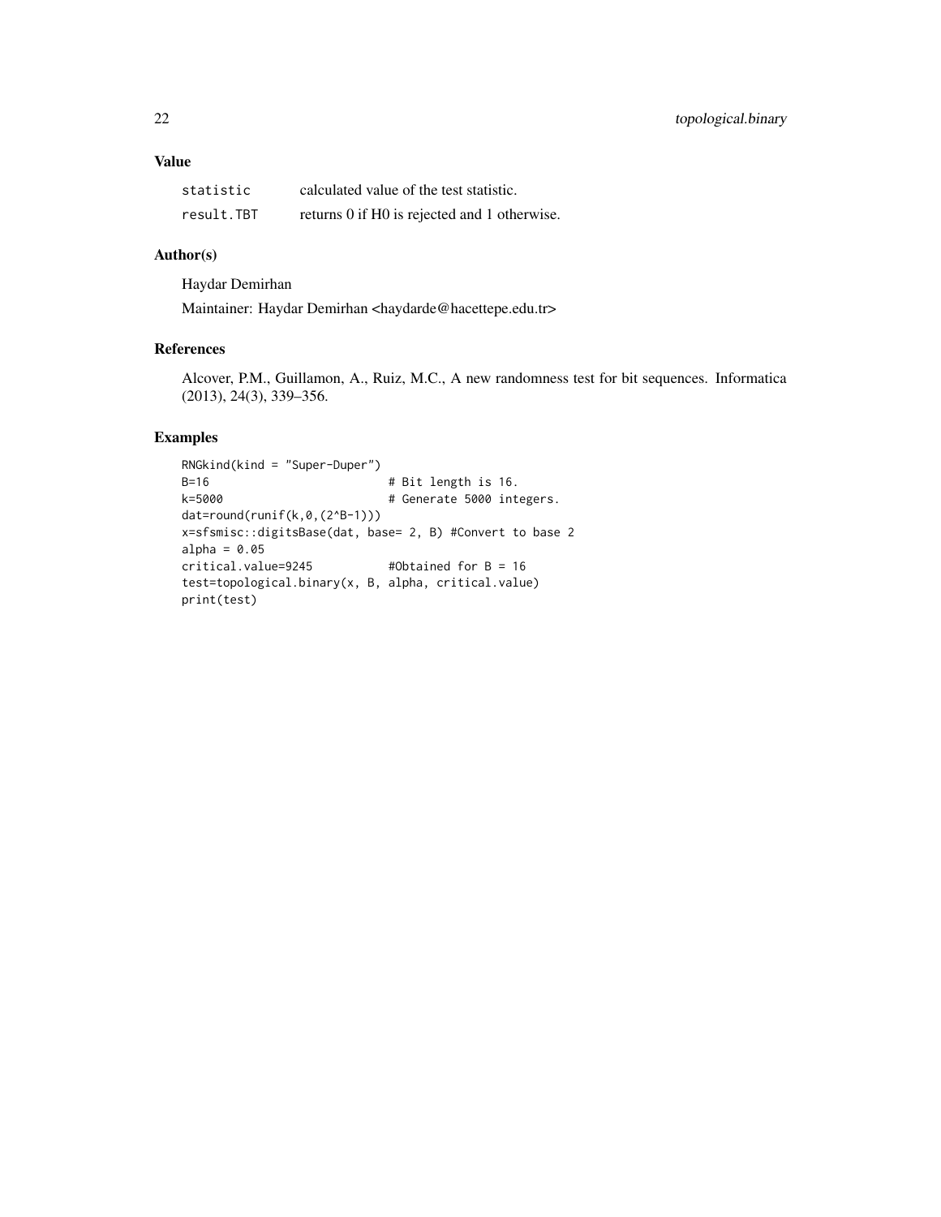## Value

| | |
|---|---|
| statistic | calculated value of the test statistic. |
| result.TBT | returns 0 if H0 is rejected and 1 otherwise. |

## Author(s)

Haydar Demirhan

Maintainer: Haydar Demirhan <haydarde@hacettepe.edu.tr>

## References

Alcover, P.M., Guillamon, A., Ruiz, M.C., A new randomness test for bit sequences. Informatica (2013), 24(3), 339–356.

## Examples

```
RNGkind(kind = "Super-Duper")
B=16                         # Bit length is 16.
k=5000                       # Generate 5000 integers.
dat=round(runif(k,0,(2^B-1)))
x=sfsmisc::digitsBase(dat, base= 2, B) #Convert to base 2
alpha = 0.05
critical.value=9245          #Obtained for B = 16
test=topological.binary(x, B, alpha, critical.value)
print(test)
```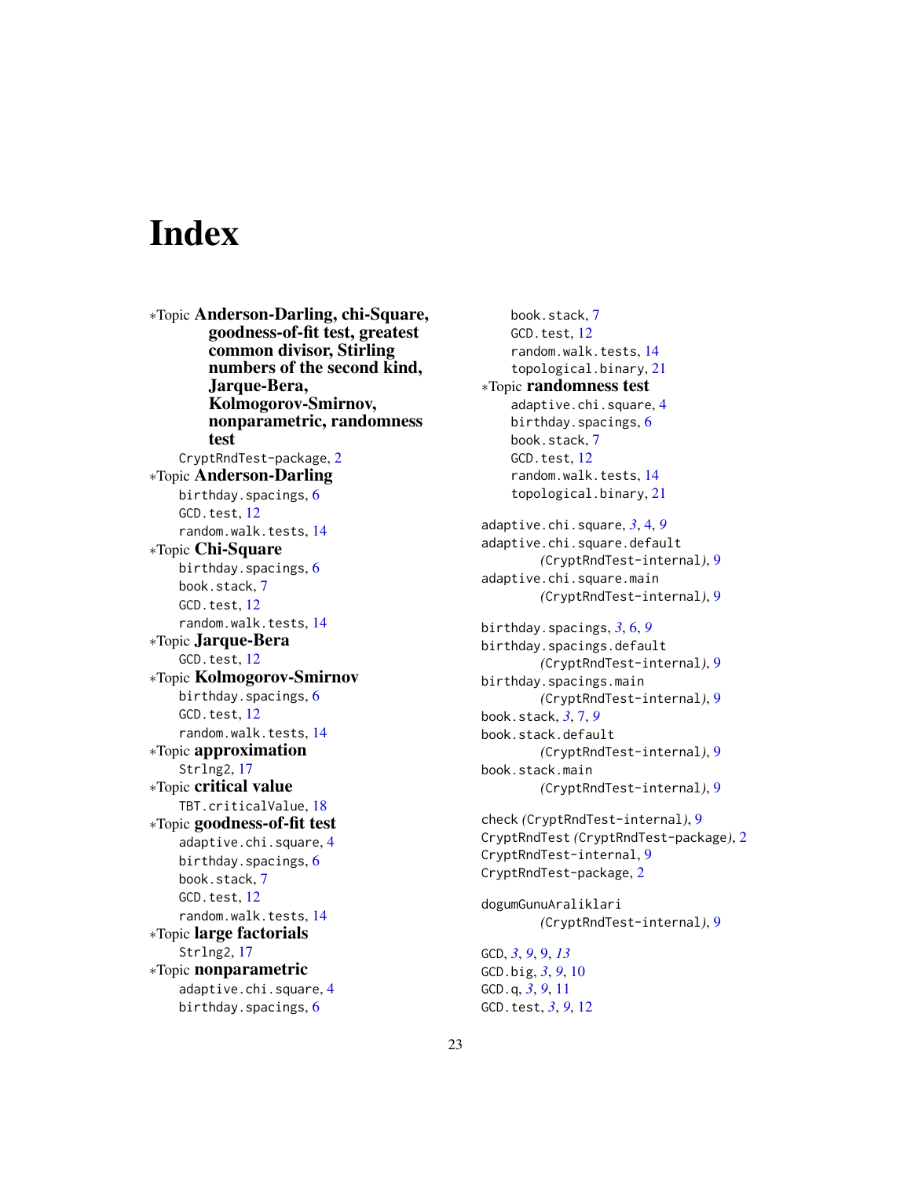# Index

*Topic **Anderson-Darling, chi-Square, goodness-of-fit test, greatest common divisor, Stirling numbers of the second kind, Jarque-Bera, Kolmogorov-Smirnov, nonparametric, randomness test**
- CryptRndTest-package, 2

*Topic **Anderson-Darling**
- birthday.spacings, 6
- GCD.test, 12
- random.walk.tests, 14

*Topic **Chi-Square**
- birthday.spacings, 6
- book.stack, 7
- GCD.test, 12
- random.walk.tests, 14

*Topic **Jarque-Bera**
- GCD.test, 12

*Topic **Kolmogorov-Smirnov**
- birthday.spacings, 6
- GCD.test, 12
- random.walk.tests, 14

*Topic **approximation**
- Strlng2, 17

*Topic **critical value**
- TBT.criticalValue, 18

*Topic **goodness-of-fit test**
- adaptive.chi.square, 4
- birthday.spacings, 6
- book.stack, 7
- GCD.test, 12
- random.walk.tests, 14

*Topic **large factorials**
- Strlng2, 17

*Topic **nonparametric**
- adaptive.chi.square, 4
- birthday.spacings, 6
- book.stack, 7
- GCD.test, 12
- random.walk.tests, 14
- topological.binary, 21

*Topic **randomness test**
- adaptive.chi.square, 4
- birthday.spacings, 6
- book.stack, 7
- GCD.test, 12
- random.walk.tests, 14
- topological.binary, 21

adaptive.chi.square, *3*, 4, *9*
adaptive.chi.square.default *(CryptRndTest-internal)*, 9
adaptive.chi.square.main *(CryptRndTest-internal)*, 9

birthday.spacings, *3*, 6, *9*
birthday.spacings.default *(CryptRndTest-internal)*, 9
birthday.spacings.main *(CryptRndTest-internal)*, 9
book.stack, *3*, 7, *9*
book.stack.default *(CryptRndTest-internal)*, 9
book.stack.main *(CryptRndTest-internal)*, 9

check *(CryptRndTest-internal)*, 9
CryptRndTest *(CryptRndTest-package)*, 2
CryptRndTest-internal, 9
CryptRndTest-package, 2

dogumGunuAraliklari *(CryptRndTest-internal)*, 9

GCD, *3*, *9*, 9, *13*
GCD.big, *3*, *9*, 10
GCD.q, *3*, *9*, 11
GCD.test, *3*, *9*, 12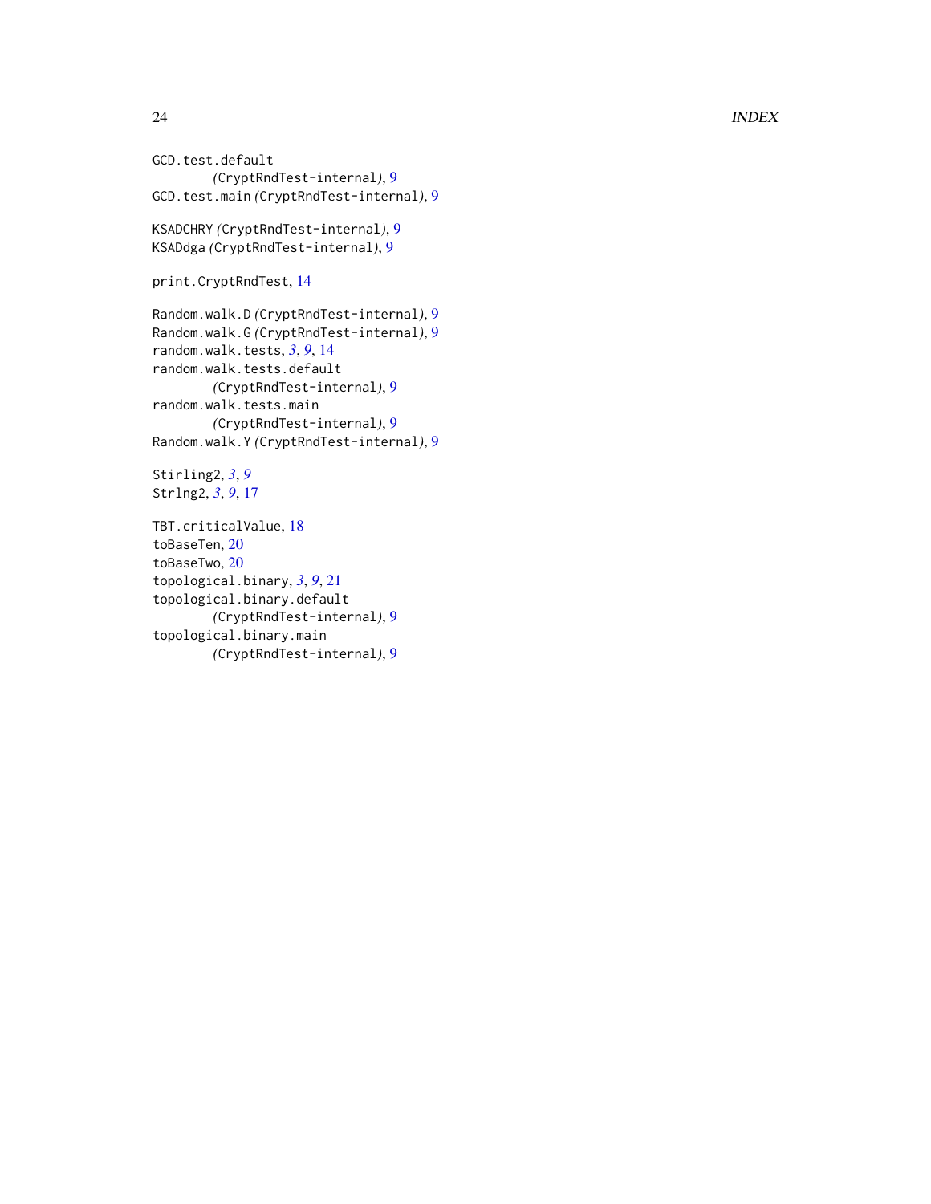GCD.test.default
        *(*CryptRndTest-internal*)*, 9
GCD.test.main *(*CryptRndTest-internal*)*, 9

KSADCHRY *(*CryptRndTest-internal*)*, 9
KSADdga *(*CryptRndTest-internal*)*, 9

print.CryptRndTest, 14

Random.walk.D *(*CryptRndTest-internal*)*, 9
Random.walk.G *(*CryptRndTest-internal*)*, 9
random.walk.tests, *3*, *9*, 14
random.walk.tests.default
        *(*CryptRndTest-internal*)*, 9
random.walk.tests.main
        *(*CryptRndTest-internal*)*, 9
Random.walk.Y *(*CryptRndTest-internal*)*, 9

Stirling2, *3*, *9*
Strlng2, *3*, *9*, 17

TBT.criticalValue, 18
toBaseTen, 20
toBaseTwo, 20
topological.binary, *3*, *9*, 21
topological.binary.default
        *(*CryptRndTest-internal*)*, 9
topological.binary.main
        *(*CryptRndTest-internal*)*, 9